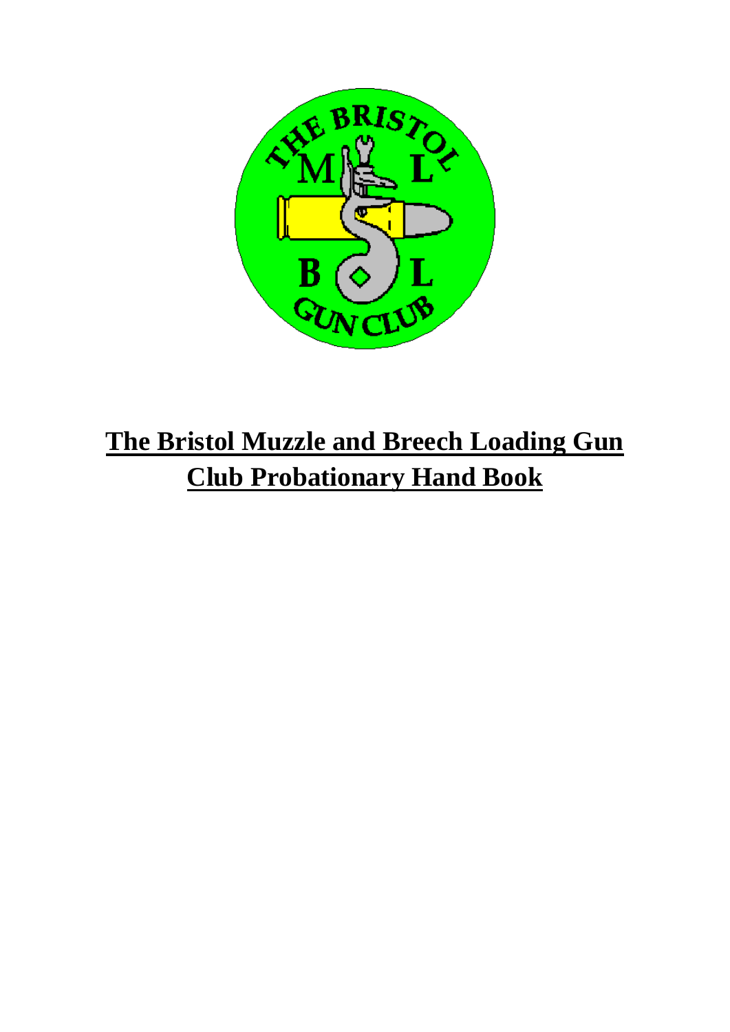# The Bristol Muzzle and Breech Loading Gun Club Probationary Hand Book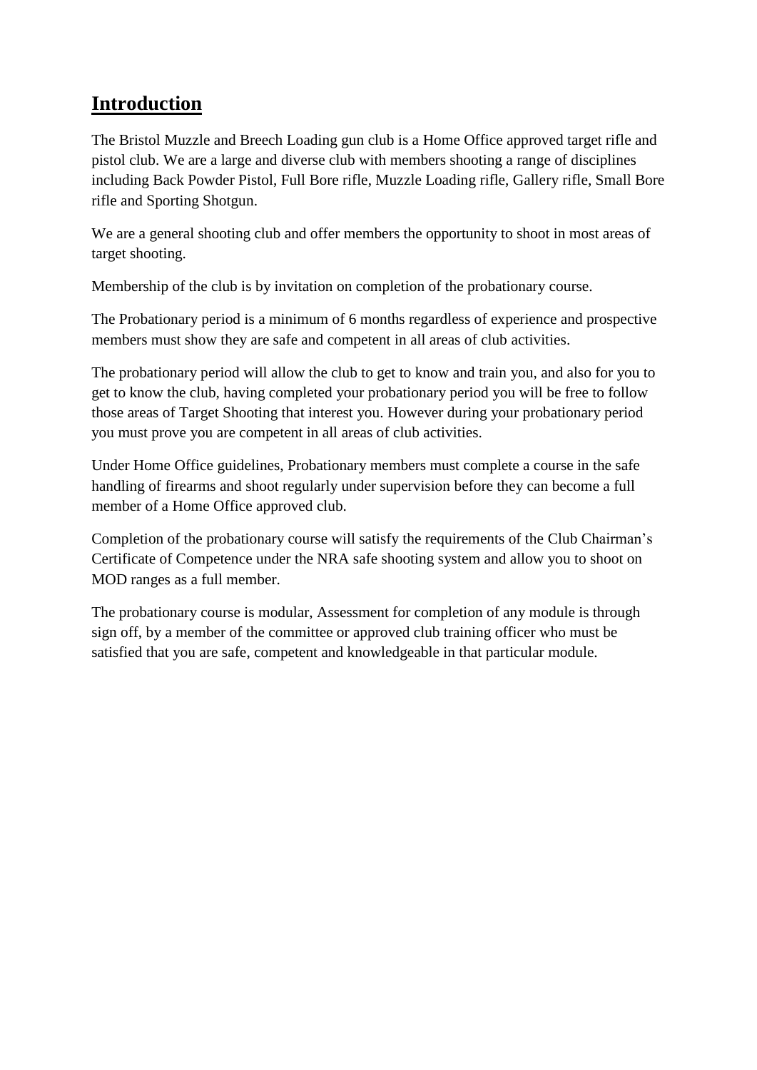# Introduction

The Bristol Muzzle and Breech Loading gun club is a Home Office approved target rifle and pistol club. We are a large and diverse club with members shooting a range of disciplines including Back Powder Pistol, Full Bore rifle, Muzzle Loading rifle, Gallery rifle, Small Bore rifle and Sporting Shotgun.

We are a general shooting club and offer members the opportunity to shoot in most areas of target shooting.

Membership of the club is by invitation on completion of the probationary course.

The Probationary period is a minimum of 6 months regardless of experience and prospective members must show they are safe and competent in all areas of club activities.

The probationary period will allow the club to get to know and train you, and also for you to get to know the club, having completed your probationary period you will be free to follow those areas of Target Shooting that interest you. However during your probationary period you must prove you are competent in all areas of club activities.

Under Home Office guidelines, Probationary members must complete a course in the safe handling of firearms and shoot regularly under supervision before they can become a full member of a Home Office approved club.

Completion of the probationary course will satisfy the requirements of the Club Chairman's Certificate of Competence under the NRA safe shooting system and allow you to shoot on MOD ranges as a full member.

The probationary course is modular, Assessment for completion of any module is through sign off, by a member of the committee or approved club training officer who must be satisfied that you are safe, competent and knowledgeable in that particular module.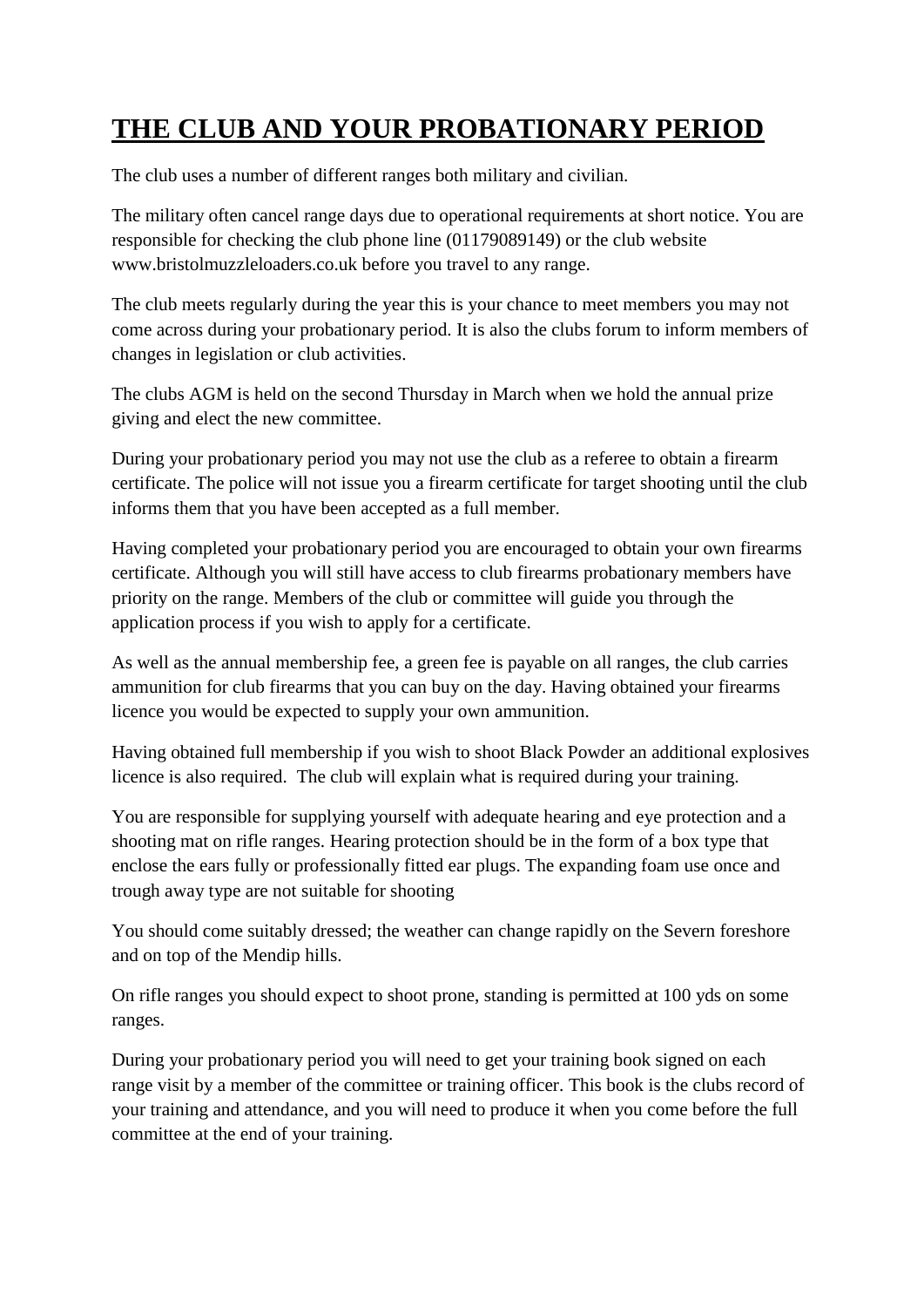# THE CLUB AND YOUR PROBATIONARY PERIOD

The club uses a number of different ranges both military and civilian.

The military often cancel range days due to operational requirements at short notice. You are responsible for checking the club phone line (01179089149) or the club website www.bristolmuzzleloaders.co.uk before you travel to any range.

The club meets regularly during the year this is your chance to meet members you may not come across during your probationary period. It is also the clubs forum to inform members of changes in legislation or club activities.

The clubs AGM is held on the second Thursday in March when we hold the annual prize giving and elect the new committee.

During your probationary period you may not use the club as a referee to obtain a firearm certificate. The police will not issue you a firearm certificate for target shooting until the club informs them that you have been accepted as a full member.

Having completed your probationary period you are encouraged to obtain your own firearms certificate. Although you will still have access to club firearms probationary members have priority on the range. Members of the club or committee will guide you through the application process if you wish to apply for a certificate.

As well as the annual membership fee, a green fee is payable on all ranges, the club carries ammunition for club firearms that you can buy on the day. Having obtained your firearms licence you would be expected to supply your own ammunition.

Having obtained full membership if you wish to shoot Black Powder an additional explosives licence is also required. The club will explain what is required during your training.

You are responsible for supplying yourself with adequate hearing and eye protection and a shooting mat on rifle ranges. Hearing protection should be in the form of a box type that enclose the ears fully or professionally fitted ear plugs. The expanding foam use once and trough away type are not suitable for shooting

You should come suitably dressed; the weather can change rapidly on the Severn foreshore and on top of the Mendip hills.

On rifle ranges you should expect to shoot prone, standing is permitted at 100 yds on some ranges.

During your probationary period you will need to get your training book signed on each range visit by a member of the committee or training officer. This book is the clubs record of your training and attendance, and you will need to produce it when you come before the full committee at the end of your training.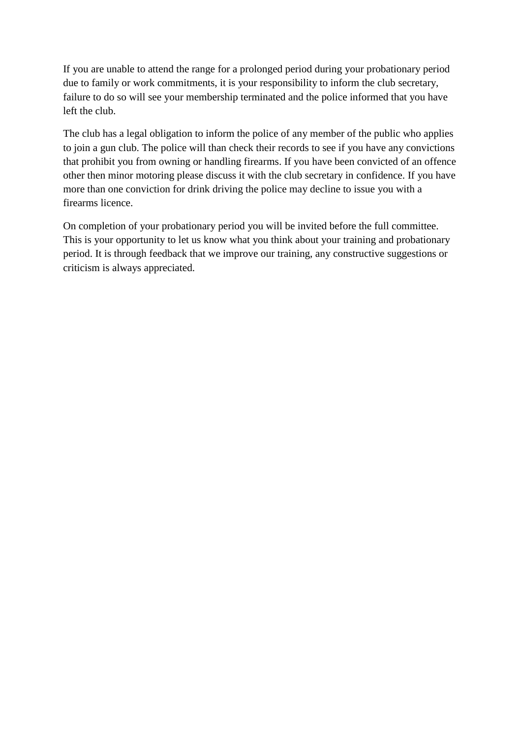If you are unable to attend the range for a prolonged period during your probationary period due to family or work commitments, it is your responsibility to inform the club secretary, failure to do so will see your membership terminated and the police informed that you have left the club.

The club has a legal obligation to inform the police of any member of the public who applies to join a gun club. The police will than check their records to see if you have any convictions that prohibit you from owning or handling firearms. If you have been convicted of an offence other then minor motoring please discuss it with the club secretary in confidence. If you have more than one conviction for drink driving the police may decline to issue you with a firearms licence.

On completion of your probationary period you will be invited before the full committee. This is your opportunity to let us know what you think about your training and probationary period. It is through feedback that we improve our training, any constructive suggestions or criticism is always appreciated.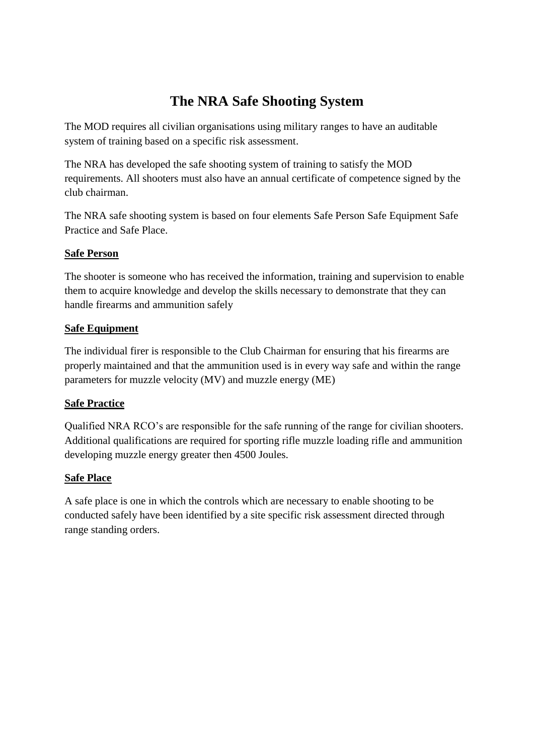# The NRA Safe Shooting System

The MOD requires all civilian organisations using military ranges to have an auditable system of training based on a specific risk assessment.

The NRA has developed the safe shooting system of training to satisfy the MOD requirements. All shooters must also have an annual certificate of competence signed by the club chairman.

The NRA safe shooting system is based on four elements Safe Person Safe Equipment Safe Practice and Safe Place.

**Safe Person**

The shooter is someone who has received the information, training and supervision to enable them to acquire knowledge and develop the skills necessary to demonstrate that they can handle firearms and ammunition safely

**Safe Equipment**

The individual firer is responsible to the Club Chairman for ensuring that his firearms are properly maintained and that the ammunition used is in every way safe and within the range parameters for muzzle velocity (MV) and muzzle energy (ME)

**Safe Practice**

Qualified NRA RCO's are responsible for the safe running of the range for civilian shooters. Additional qualifications are required for sporting rifle muzzle loading rifle and ammunition developing muzzle energy greater then 4500 Joules.

**Safe Place**

A safe place is one in which the controls which are necessary to enable shooting to be conducted safely have been identified by a site specific risk assessment directed through range standing orders.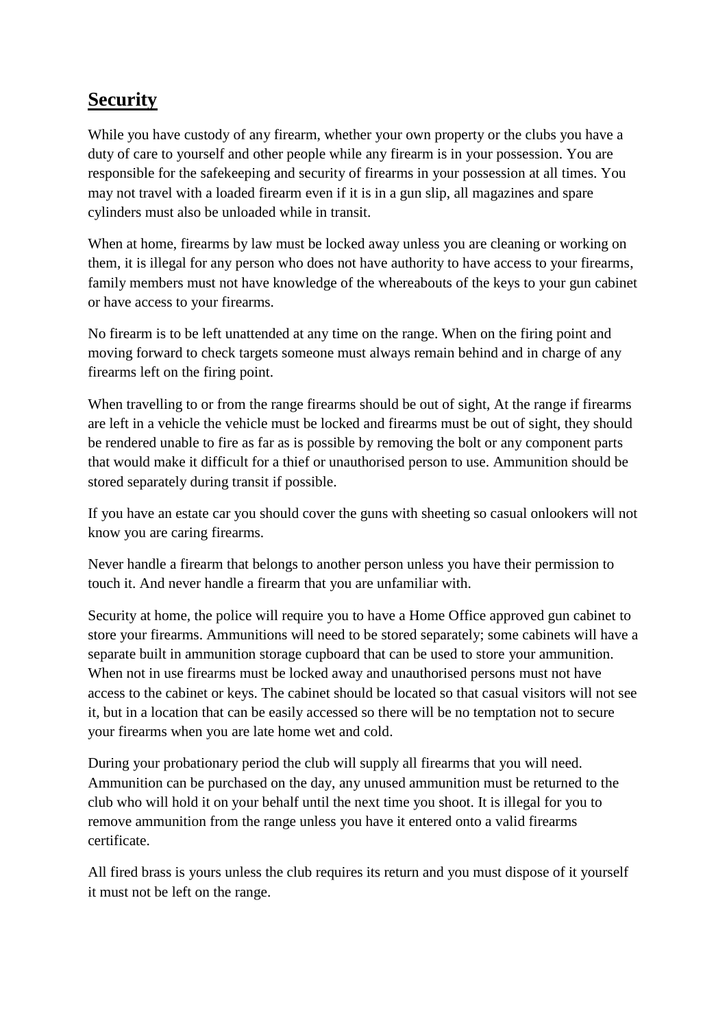## Security

While you have custody of any firearm, whether your own property or the clubs you have a duty of care to yourself and other people while any firearm is in your possession. You are responsible for the safekeeping and security of firearms in your possession at all times. You may not travel with a loaded firearm even if it is in a gun slip, all magazines and spare cylinders must also be unloaded while in transit.

When at home, firearms by law must be locked away unless you are cleaning or working on them, it is illegal for any person who does not have authority to have access to your firearms, family members must not have knowledge of the whereabouts of the keys to your gun cabinet or have access to your firearms.

No firearm is to be left unattended at any time on the range. When on the firing point and moving forward to check targets someone must always remain behind and in charge of any firearms left on the firing point.

When travelling to or from the range firearms should be out of sight, At the range if firearms are left in a vehicle the vehicle must be locked and firearms must be out of sight, they should be rendered unable to fire as far as is possible by removing the bolt or any component parts that would make it difficult for a thief or unauthorised person to use. Ammunition should be stored separately during transit if possible.

If you have an estate car you should cover the guns with sheeting so casual onlookers will not know you are caring firearms.

Never handle a firearm that belongs to another person unless you have their permission to touch it. And never handle a firearm that you are unfamiliar with.

Security at home, the police will require you to have a Home Office approved gun cabinet to store your firearms. Ammunitions will need to be stored separately; some cabinets will have a separate built in ammunition storage cupboard that can be used to store your ammunition. When not in use firearms must be locked away and unauthorised persons must not have access to the cabinet or keys. The cabinet should be located so that casual visitors will not see it, but in a location that can be easily accessed so there will be no temptation not to secure your firearms when you are late home wet and cold.

During your probationary period the club will supply all firearms that you will need. Ammunition can be purchased on the day, any unused ammunition must be returned to the club who will hold it on your behalf until the next time you shoot. It is illegal for you to remove ammunition from the range unless you have it entered onto a valid firearms certificate.

All fired brass is yours unless the club requires its return and you must dispose of it yourself it must not be left on the range.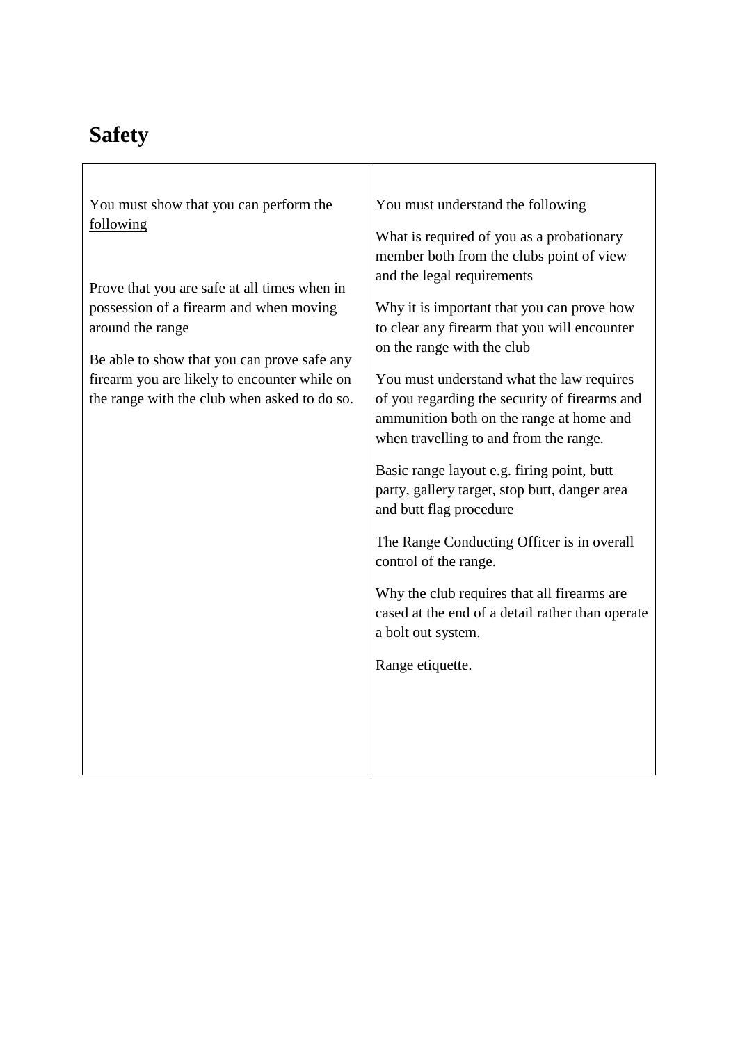# Safety

| <u>You must show that you can perform the following</u> | <u>You must understand the following</u> |
|---|---|
| Prove that you are safe at all times when in possession of a firearm and when moving around the range<br><br>Be able to show that you can prove safe any firearm you are likely to encounter while on the range with the club when asked to do so. | What is required of you as a probationary member both from the clubs point of view and the legal requirements<br><br>Why it is important that you can prove how to clear any firearm that you will encounter on the range with the club<br><br>You must understand what the law requires of you regarding the security of firearms and ammunition both on the range at home and when travelling to and from the range.<br><br>Basic range layout e.g. firing point, butt party, gallery target, stop butt, danger area and butt flag procedure<br><br>The Range Conducting Officer is in overall control of the range.<br><br>Why the club requires that all firearms are cased at the end of a detail rather than operate a bolt out system.<br><br>Range etiquette. |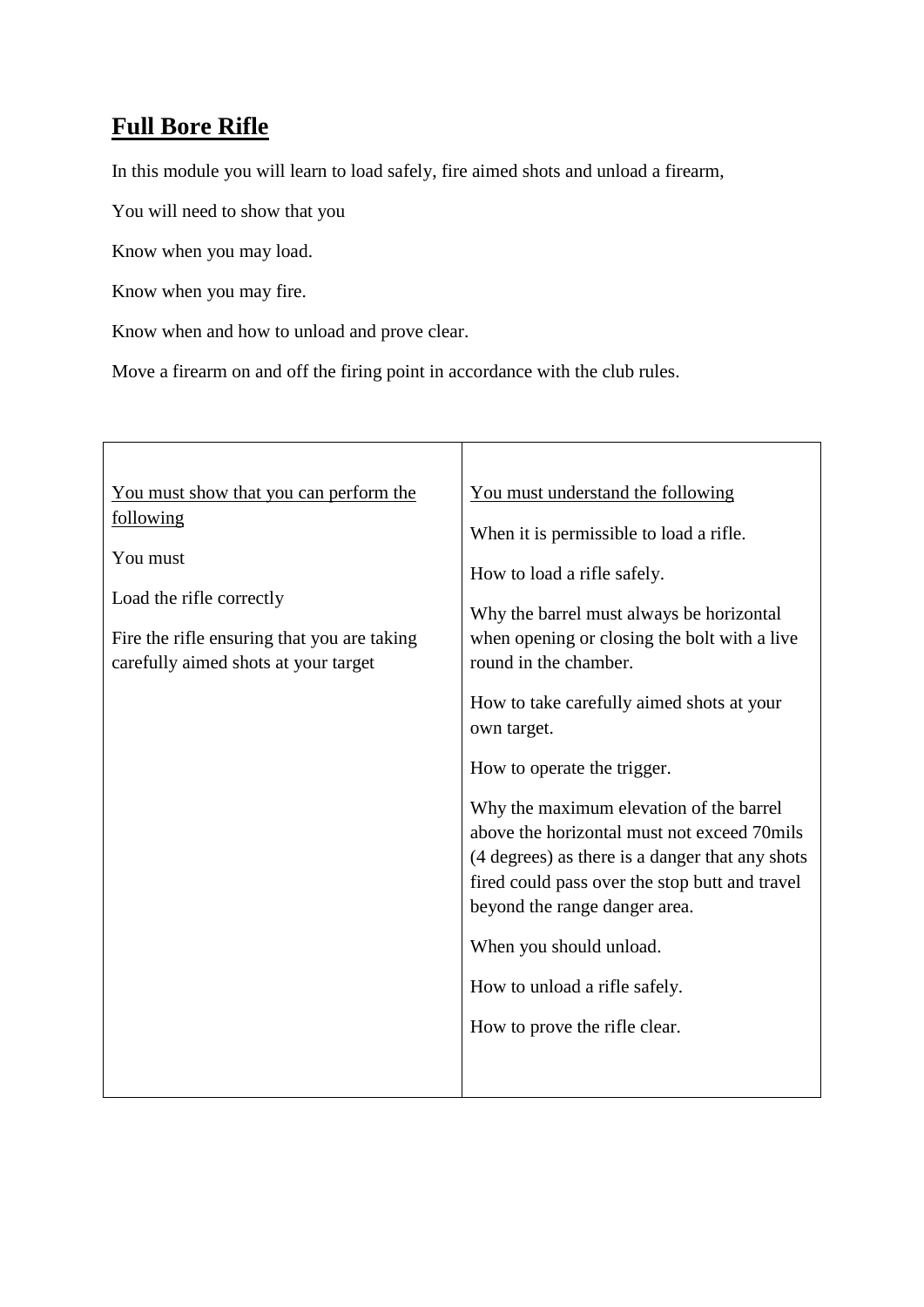# **Full Bore Rifle**

In this module you will learn to load safely, fire aimed shots and unload a firearm,

You will need to show that you

Know when you may load.

Know when you may fire.

Know when and how to unload and prove clear.

Move a firearm on and off the firing point in accordance with the club rules.

| <u>You must show that you can perform the following</u><br><br>You must<br><br>Load the rifle correctly<br><br>Fire the rifle ensuring that you are taking carefully aimed shots at your target | <u>You must understand the following</u><br><br>When it is permissible to load a rifle.<br><br>How to load a rifle safely.<br><br>Why the barrel must always be horizontal when opening or closing the bolt with a live round in the chamber.<br><br>How to take carefully aimed shots at your own target.<br><br>How to operate the trigger.<br><br>Why the maximum elevation of the barrel above the horizontal must not exceed 70mils (4 degrees) as there is a danger that any shots fired could pass over the stop butt and travel beyond the range danger area.<br><br>When you should unload.<br><br>How to unload a rifle safely.<br><br>How to prove the rifle clear. |
|---|---|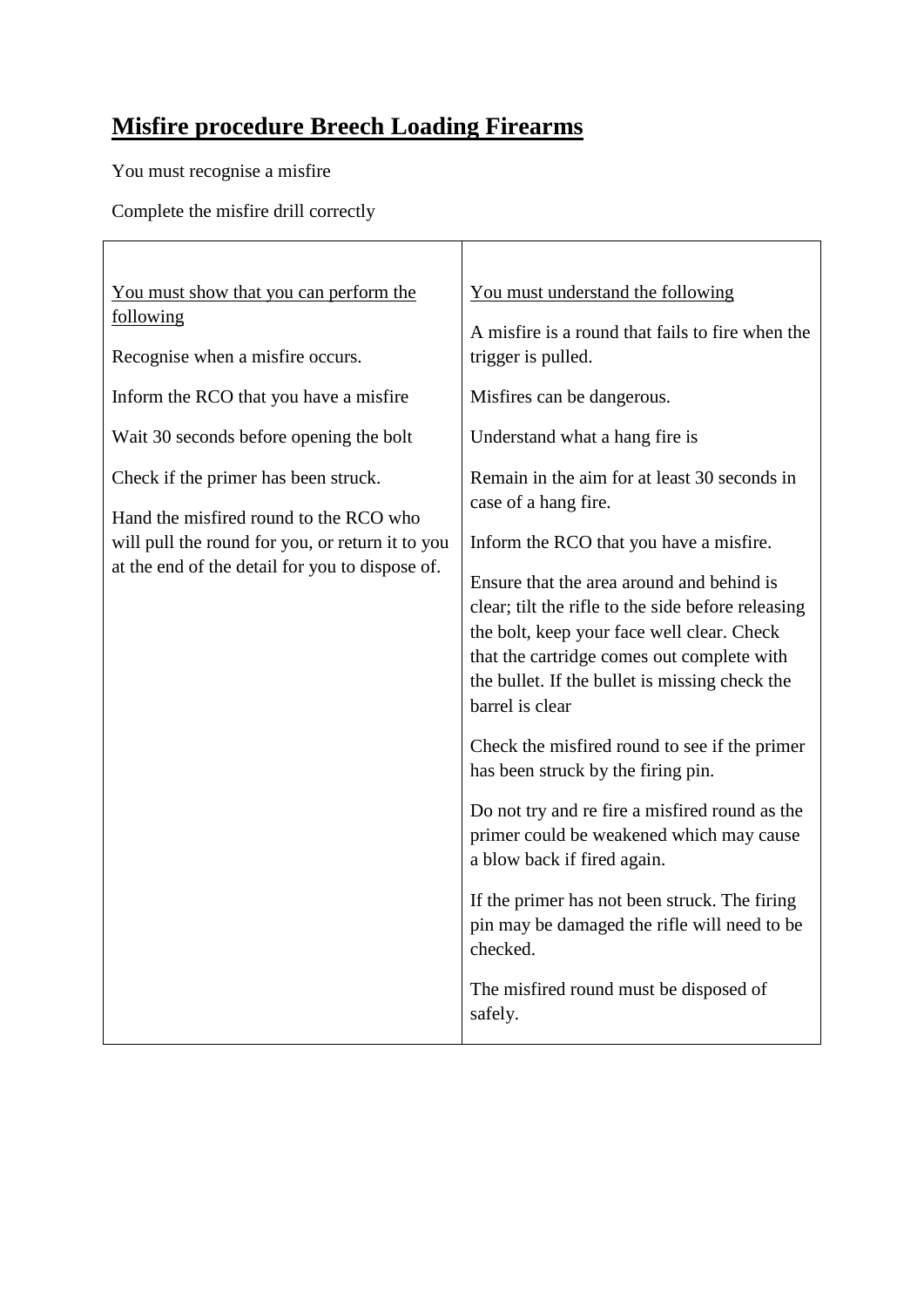# Misfire procedure Breech Loading Firearms

You must recognise a misfire

Complete the misfire drill correctly

| You must show that you can perform the following | You must understand the following |
|---|---|
| Recognise when a misfire occurs.<br><br>Inform the RCO that you have a misfire<br><br>Wait 30 seconds before opening the bolt<br><br>Check if the primer has been struck.<br><br>Hand the misfired round to the RCO who will pull the round for you, or return it to you at the end of the detail for you to dispose of. | A misfire is a round that fails to fire when the trigger is pulled.<br><br>Misfires can be dangerous.<br><br>Understand what a hang fire is<br><br>Remain in the aim for at least 30 seconds in case of a hang fire.<br><br>Inform the RCO that you have a misfire.<br><br>Ensure that the area around and behind is clear; tilt the rifle to the side before releasing the bolt, keep your face well clear. Check that the cartridge comes out complete with the bullet. If the bullet is missing check the barrel is clear<br><br>Check the misfired round to see if the primer has been struck by the firing pin.<br><br>Do not try and re fire a misfired round as the primer could be weakened which may cause a blow back if fired again.<br><br>If the primer has not been struck. The firing pin may be damaged the rifle will need to be checked.<br><br>The misfired round must be disposed of safely. |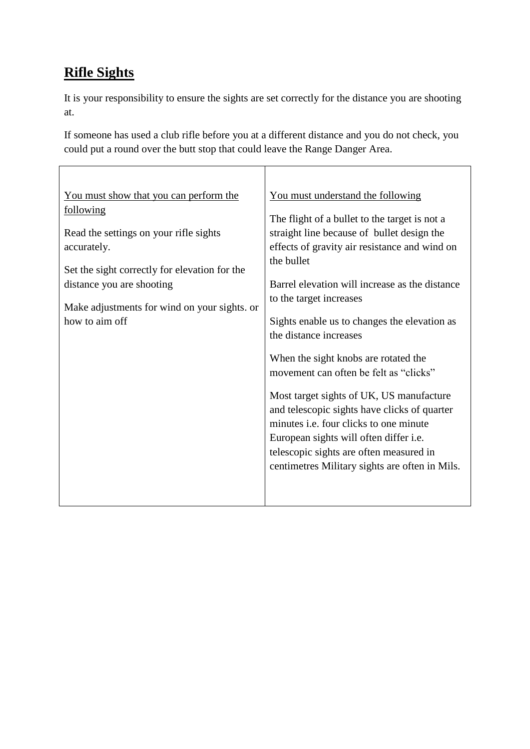## **Rifle Sights**

It is your responsibility to ensure the sights are set correctly for the distance you are shooting at.

If someone has used a club rifle before you at a different distance and you do not check, you could put a round over the butt stop that could leave the Range Danger Area.

| <u>You must show that you can perform the following</u><br><br>Read the settings on your rifle sights accurately.<br><br>Set the sight correctly for elevation for the distance you are shooting<br><br>Make adjustments for wind on your sights. or how to aim off | <u>You must understand the following</u><br><br>The flight of a bullet to the target is not a straight line because of bullet design the effects of gravity air resistance and wind on the bullet<br><br>Barrel elevation will increase as the distance to the target increases<br><br>Sights enable us to changes the elevation as the distance increases<br><br>When the sight knobs are rotated the movement can often be felt as "clicks"<br><br>Most target sights of UK, US manufacture and telescopic sights have clicks of quarter minutes i.e. four clicks to one minute European sights will often differ i.e. telescopic sights are often measured in centimetres Military sights are often in Mils. |
|---|---|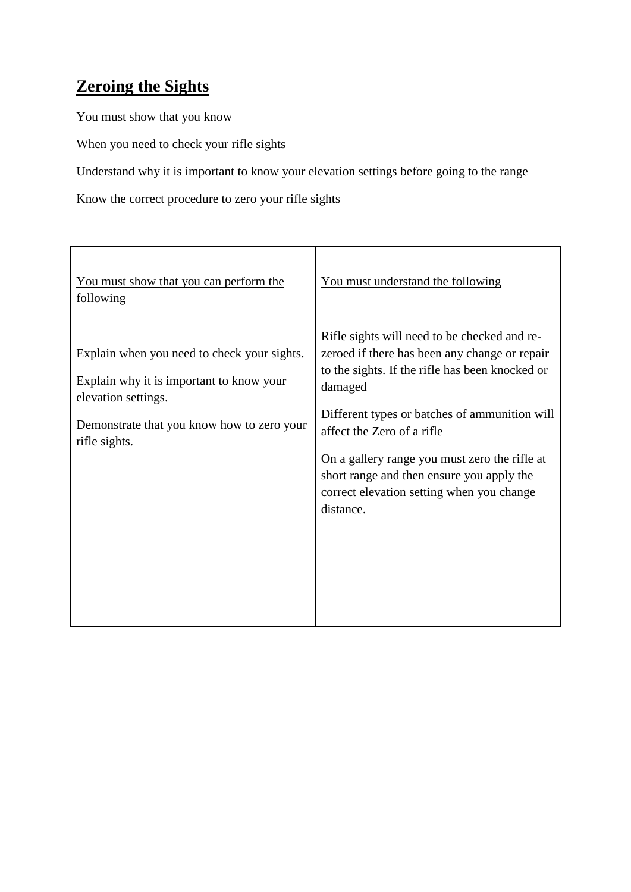## Zeroing the Sights

You must show that you know

When you need to check your rifle sights

Understand why it is important to know your elevation settings before going to the range

Know the correct procedure to zero your rifle sights

| You must show that you can perform the following | You must understand the following |
| --- | --- |
| Explain when you need to check your sights.<br><br>Explain why it is important to know your elevation settings.<br><br>Demonstrate that you know how to zero your rifle sights. | Rifle sights will need to be checked and re-zeroed if there has been any change or repair to the sights. If the rifle has been knocked or damaged<br><br>Different types or batches of ammunition will affect the Zero of a rifle<br><br>On a gallery range you must zero the rifle at short range and then ensure you apply the correct elevation setting when you change distance. |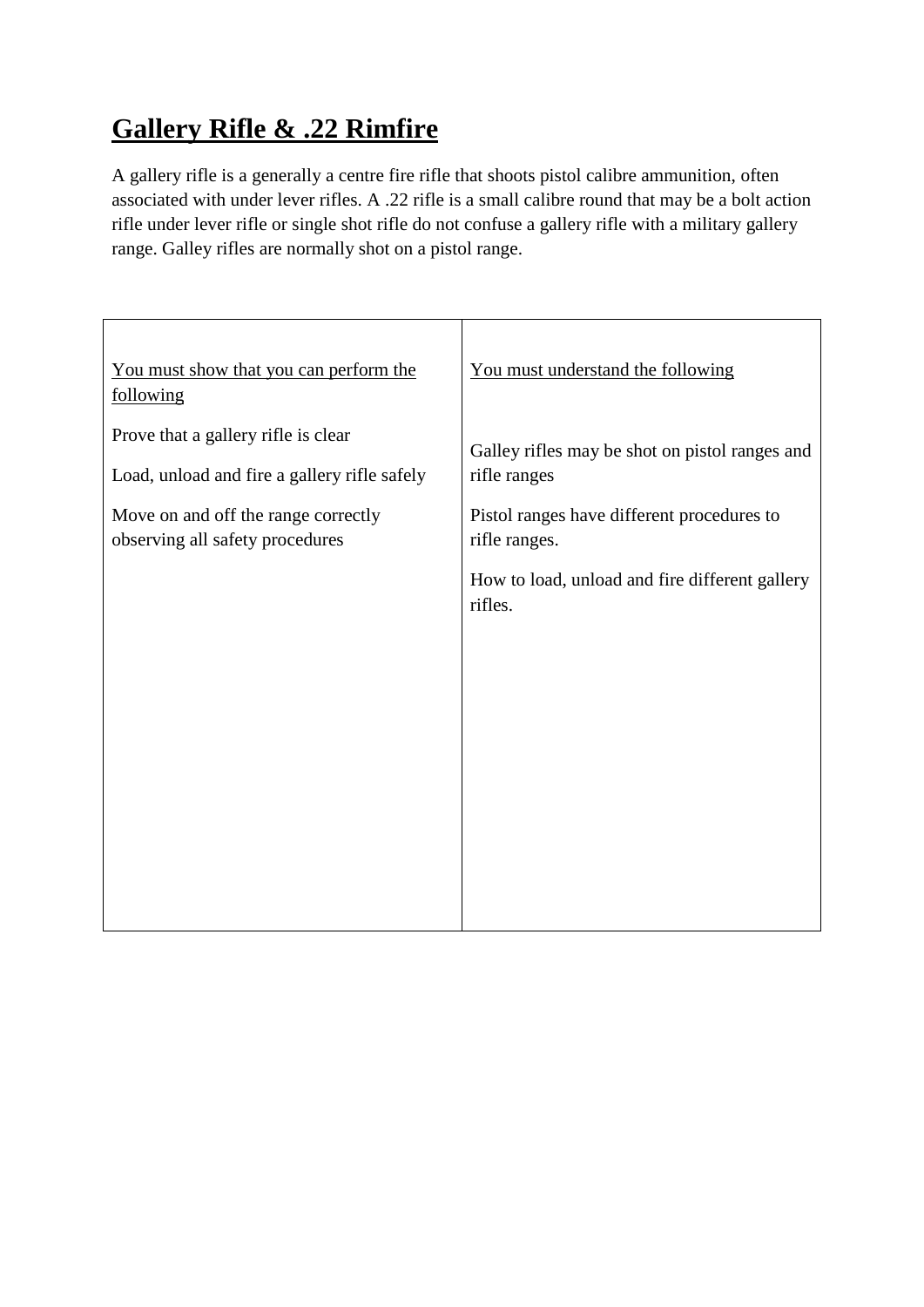# Gallery Rifle & .22 Rimfire

A gallery rifle is a generally a centre fire rifle that shoots pistol calibre ammunition, often associated with under lever rifles. A .22 rifle is a small calibre round that may be a bolt action rifle under lever rifle or single shot rifle do not confuse a gallery rifle with a military gallery range. Galley rifles are normally shot on a pistol range.

| <u>You must show that you can perform the following</u> | <u>You must understand the following</u> |
| --- | --- |
| Prove that a gallery rifle is clear<br><br>Load, unload and fire a gallery rifle safely<br><br>Move on and off the range correctly observing all safety procedures | Galley rifles may be shot on pistol ranges and rifle ranges<br><br>Pistol ranges have different procedures to rifle ranges.<br><br>How to load, unload and fire different gallery rifles. |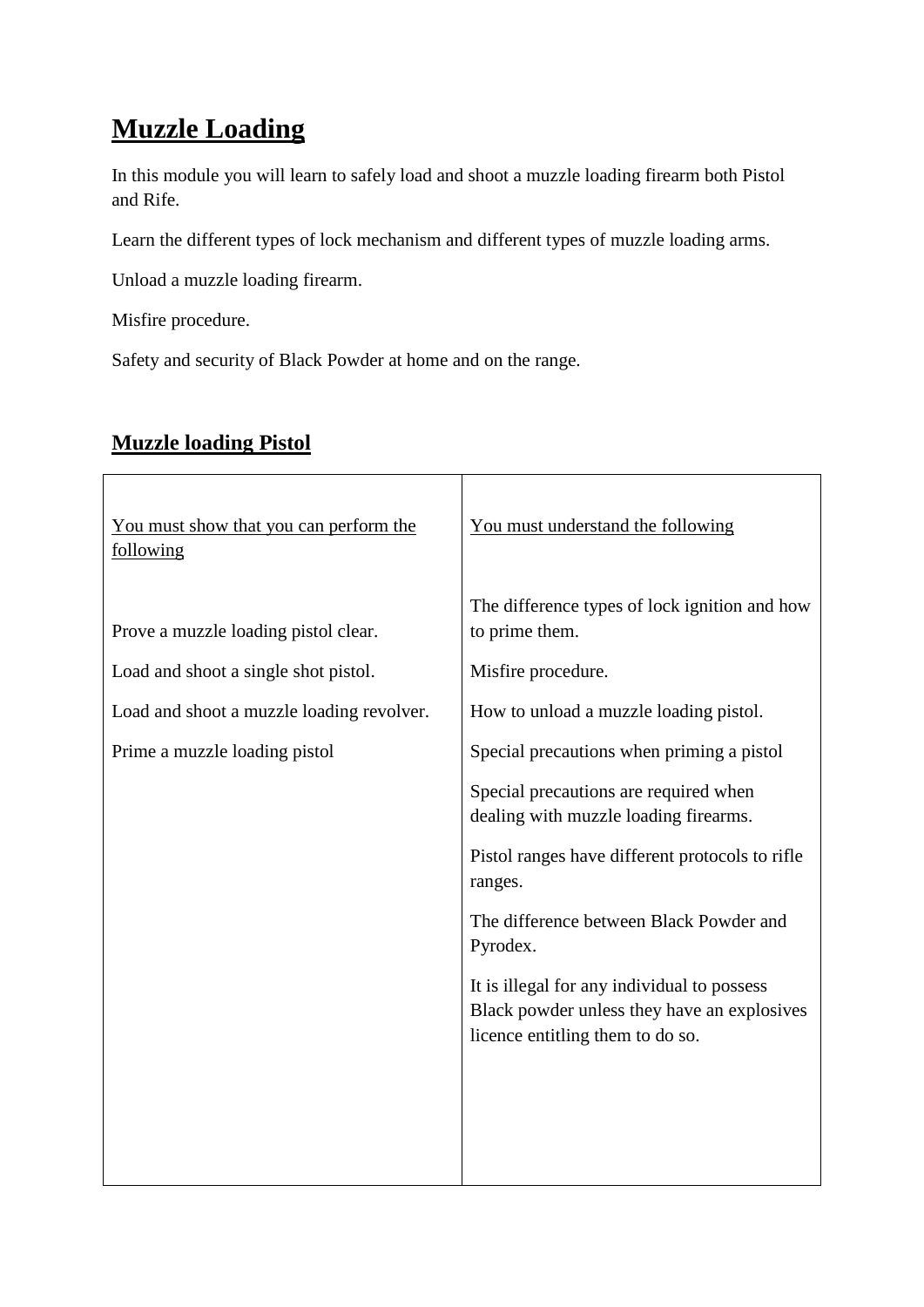# Muzzle Loading

In this module you will learn to safely load and shoot a muzzle loading firearm both Pistol and Rife.

Learn the different types of lock mechanism and different types of muzzle loading arms.

Unload a muzzle loading firearm.

Misfire procedure.

Safety and security of Black Powder at home and on the range.

## Muzzle loading Pistol

| You must show that you can perform the following | You must understand the following |
|---|---|
| Prove a muzzle loading pistol clear. | The difference types of lock ignition and how to prime them. |
| Load and shoot a single shot pistol. | Misfire procedure. |
| Load and shoot a muzzle loading revolver. | How to unload a muzzle loading pistol. |
| Prime a muzzle loading pistol | Special precautions when priming a pistol |
| | Special precautions are required when dealing with muzzle loading firearms. |
| | Pistol ranges have different protocols to rifle ranges. |
| | The difference between Black Powder and Pyrodex. |
| | It is illegal for any individual to possess Black powder unless they have an explosives licence entitling them to do so. |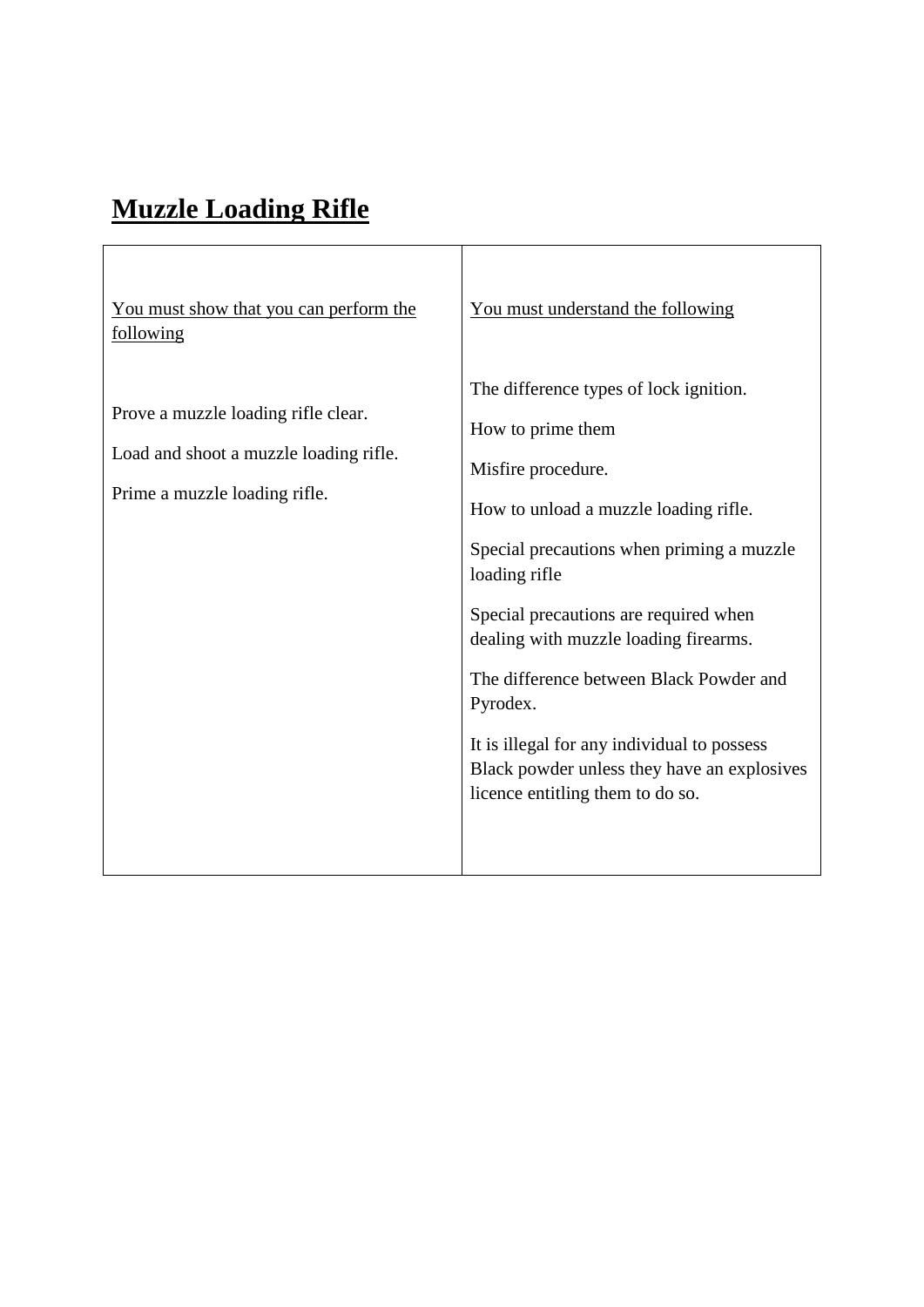# Muzzle Loading Rifle

| You must show that you can perform the following | You must understand the following |
|---|---|
| Prove a muzzle loading rifle clear.<br><br>Load and shoot a muzzle loading rifle.<br><br>Prime a muzzle loading rifle. | The difference types of lock ignition.<br><br>How to prime them<br><br>Misfire procedure.<br><br>How to unload a muzzle loading rifle.<br><br>Special precautions when priming a muzzle loading rifle<br><br>Special precautions are required when dealing with muzzle loading firearms.<br><br>The difference between Black Powder and Pyrodex.<br><br>It is illegal for any individual to possess Black powder unless they have an explosives licence entitling them to do so. |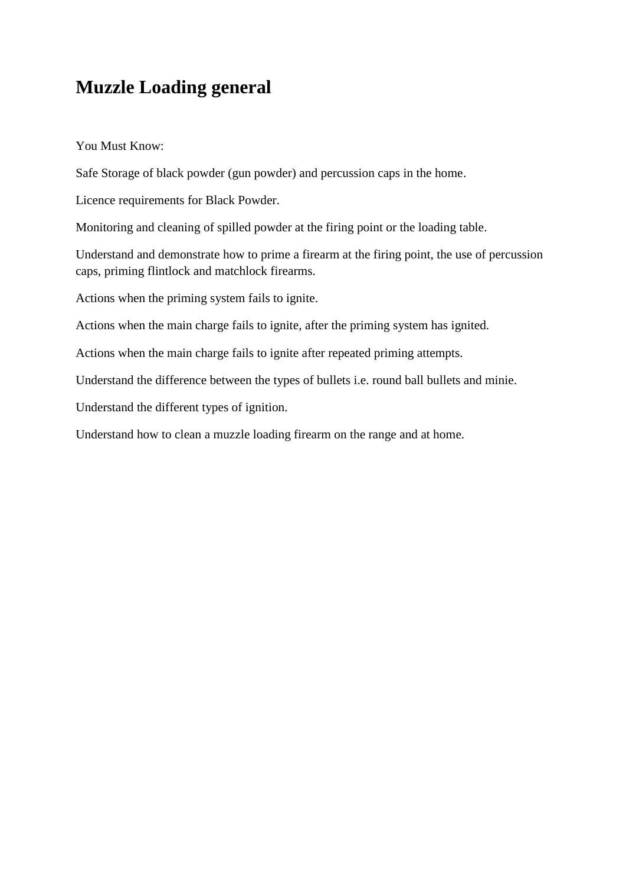# Muzzle Loading general

You Must Know:

Safe Storage of black powder (gun powder) and percussion caps in the home.

Licence requirements for Black Powder.

Monitoring and cleaning of spilled powder at the firing point or the loading table.

Understand and demonstrate how to prime a firearm at the firing point, the use of percussion caps, priming flintlock and matchlock firearms.

Actions when the priming system fails to ignite.

Actions when the main charge fails to ignite, after the priming system has ignited.

Actions when the main charge fails to ignite after repeated priming attempts.

Understand the difference between the types of bullets i.e. round ball bullets and minie.

Understand the different types of ignition.

Understand how to clean a muzzle loading firearm on the range and at home.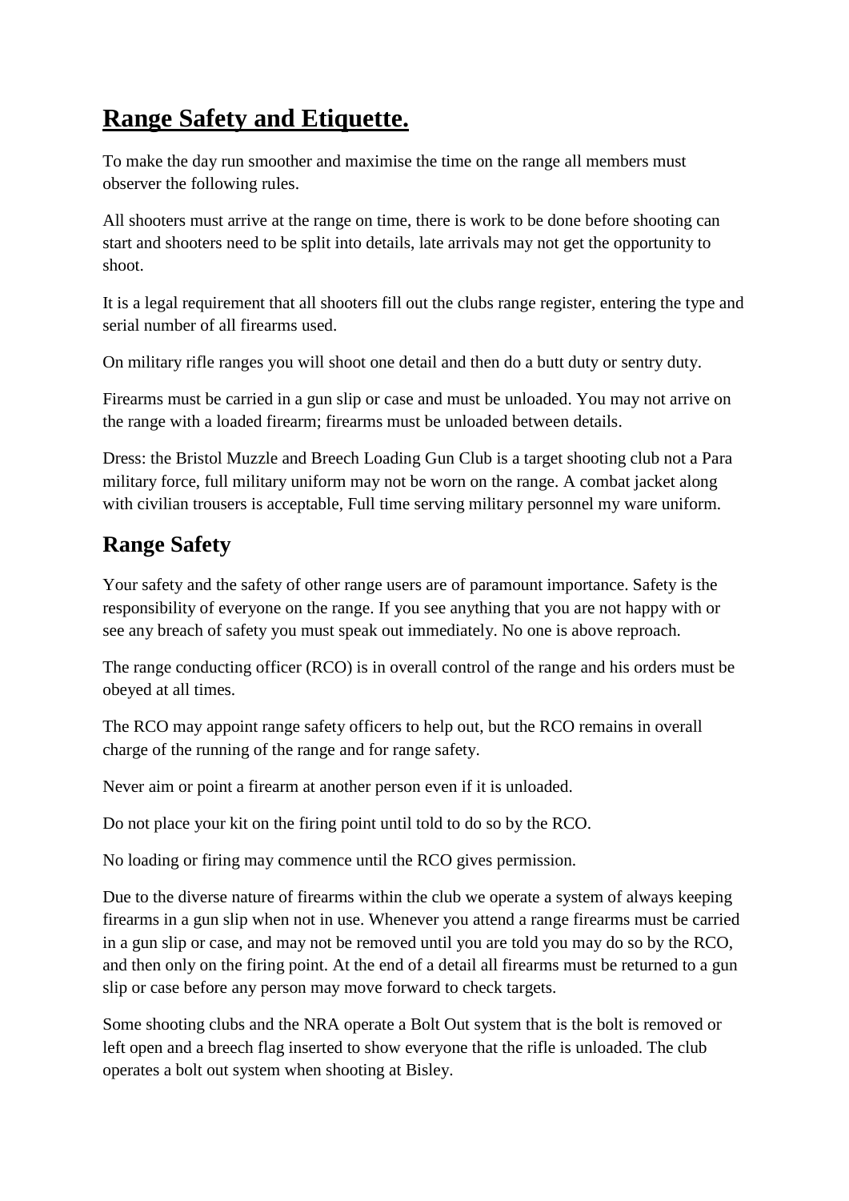# Range Safety and Etiquette.

To make the day run smoother and maximise the time on the range all members must observer the following rules.

All shooters must arrive at the range on time, there is work to be done before shooting can start and shooters need to be split into details, late arrivals may not get the opportunity to shoot.

It is a legal requirement that all shooters fill out the clubs range register, entering the type and serial number of all firearms used.

On military rifle ranges you will shoot one detail and then do a butt duty or sentry duty.

Firearms must be carried in a gun slip or case and must be unloaded. You may not arrive on the range with a loaded firearm; firearms must be unloaded between details.

Dress: the Bristol Muzzle and Breech Loading Gun Club is a target shooting club not a Para military force, full military uniform may not be worn on the range. A combat jacket along with civilian trousers is acceptable, Full time serving military personnel my ware uniform.

## Range Safety

Your safety and the safety of other range users are of paramount importance. Safety is the responsibility of everyone on the range. If you see anything that you are not happy with or see any breach of safety you must speak out immediately. No one is above reproach.

The range conducting officer (RCO) is in overall control of the range and his orders must be obeyed at all times.

The RCO may appoint range safety officers to help out, but the RCO remains in overall charge of the running of the range and for range safety.

Never aim or point a firearm at another person even if it is unloaded.

Do not place your kit on the firing point until told to do so by the RCO.

No loading or firing may commence until the RCO gives permission.

Due to the diverse nature of firearms within the club we operate a system of always keeping firearms in a gun slip when not in use. Whenever you attend a range firearms must be carried in a gun slip or case, and may not be removed until you are told you may do so by the RCO, and then only on the firing point. At the end of a detail all firearms must be returned to a gun slip or case before any person may move forward to check targets.

Some shooting clubs and the NRA operate a Bolt Out system that is the bolt is removed or left open and a breech flag inserted to show everyone that the rifle is unloaded. The club operates a bolt out system when shooting at Bisley.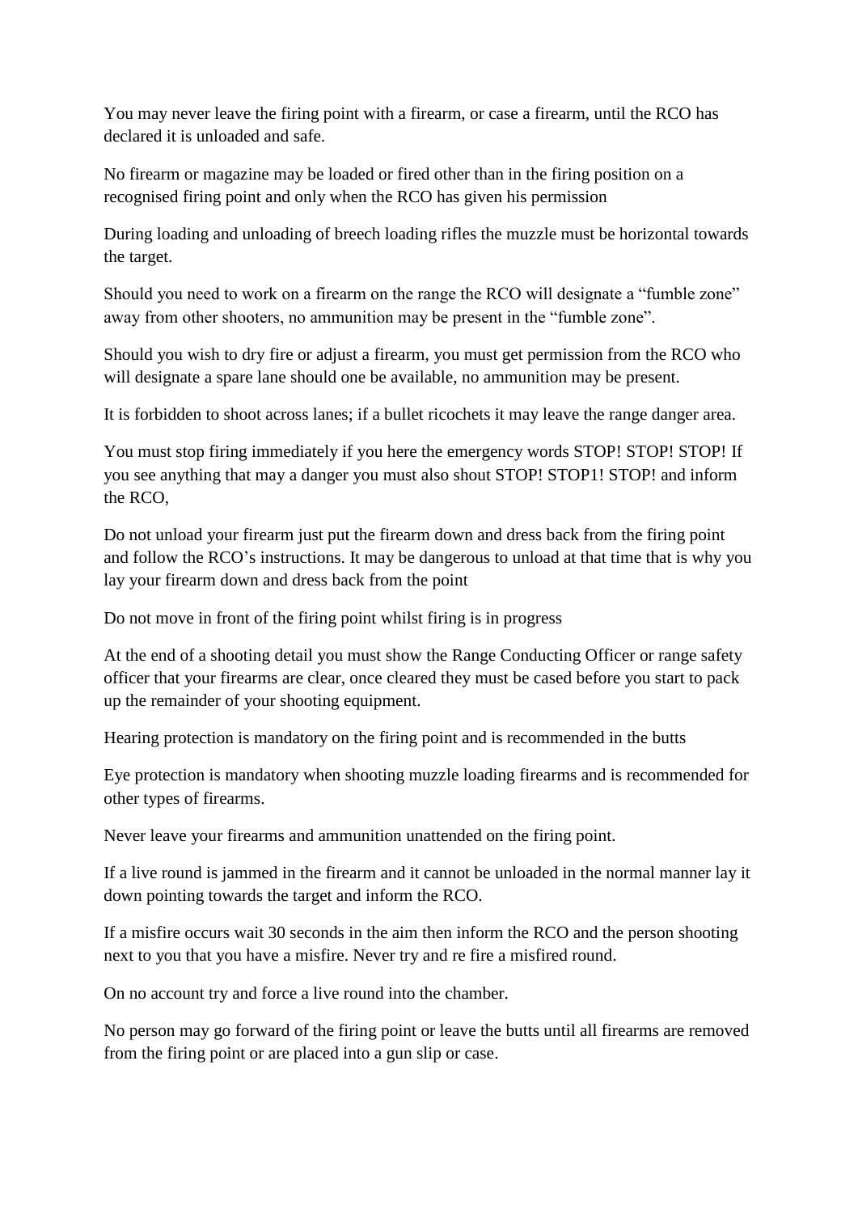You may never leave the firing point with a firearm, or case a firearm, until the RCO has declared it is unloaded and safe.

No firearm or magazine may be loaded or fired other than in the firing position on a recognised firing point and only when the RCO has given his permission

During loading and unloading of breech loading rifles the muzzle must be horizontal towards the target.

Should you need to work on a firearm on the range the RCO will designate a "fumble zone" away from other shooters, no ammunition may be present in the "fumble zone".

Should you wish to dry fire or adjust a firearm, you must get permission from the RCO who will designate a spare lane should one be available, no ammunition may be present.

It is forbidden to shoot across lanes; if a bullet ricochets it may leave the range danger area.

You must stop firing immediately if you here the emergency words STOP! STOP! STOP! If you see anything that may a danger you must also shout STOP! STOP1! STOP! and inform the RCO,

Do not unload your firearm just put the firearm down and dress back from the firing point and follow the RCO's instructions. It may be dangerous to unload at that time that is why you lay your firearm down and dress back from the point

Do not move in front of the firing point whilst firing is in progress

At the end of a shooting detail you must show the Range Conducting Officer or range safety officer that your firearms are clear, once cleared they must be cased before you start to pack up the remainder of your shooting equipment.

Hearing protection is mandatory on the firing point and is recommended in the butts

Eye protection is mandatory when shooting muzzle loading firearms and is recommended for other types of firearms.

Never leave your firearms and ammunition unattended on the firing point.

If a live round is jammed in the firearm and it cannot be unloaded in the normal manner lay it down pointing towards the target and inform the RCO.

If a misfire occurs wait 30 seconds in the aim then inform the RCO and the person shooting next to you that you have a misfire. Never try and re fire a misfired round.

On no account try and force a live round into the chamber.

No person may go forward of the firing point or leave the butts until all firearms are removed from the firing point or are placed into a gun slip or case.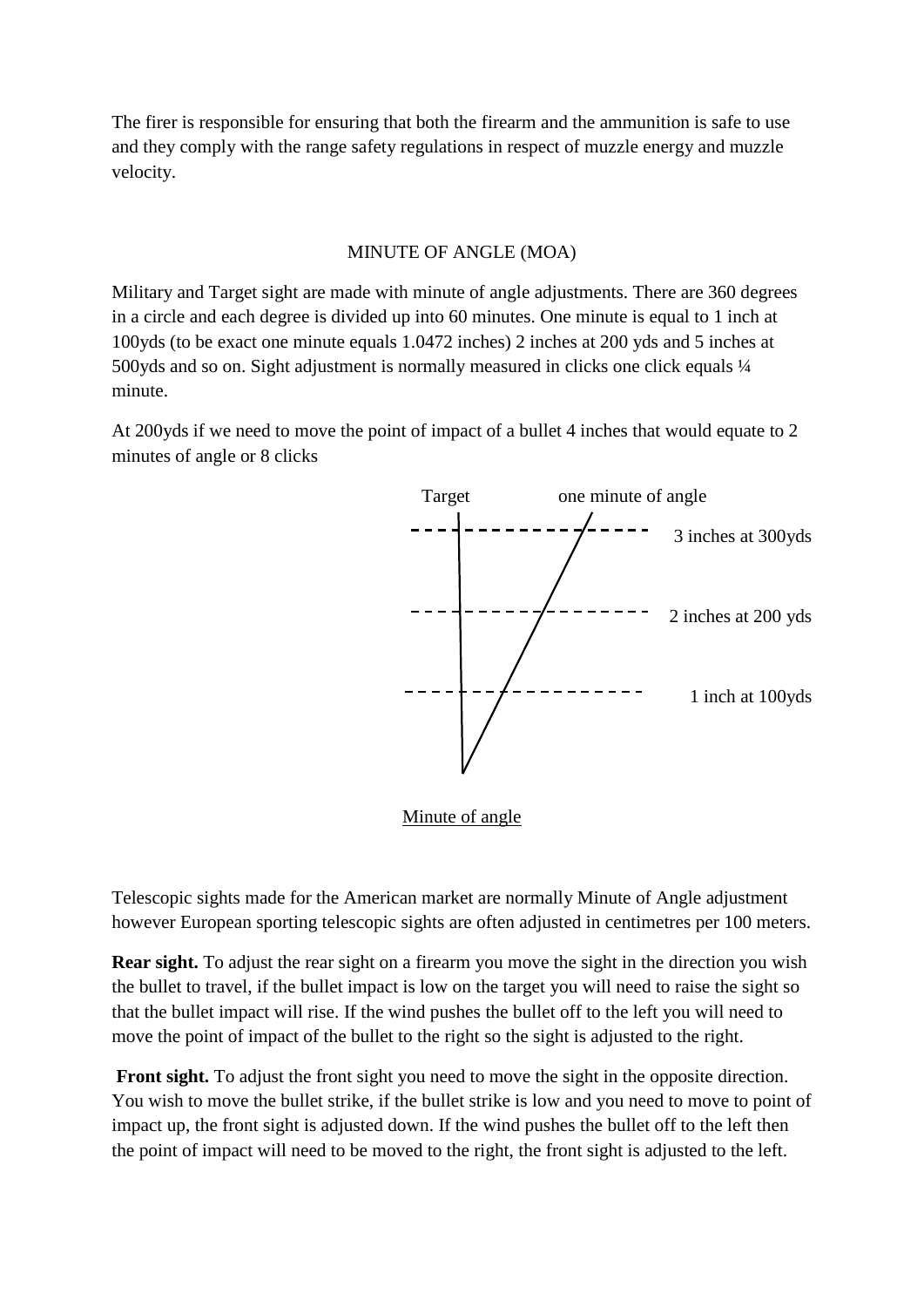The firer is responsible for ensuring that both the firearm and the ammunition is safe to use and they comply with the range safety regulations in respect of muzzle energy and muzzle velocity.

## MINUTE OF ANGLE (MOA)

Military and Target sight are made with minute of angle adjustments. There are 360 degrees in a circle and each degree is divided up into 60 minutes. One minute is equal to 1 inch at 100yds (to be exact one minute equals 1.0472 inches) 2 inches at 200 yds and 5 inches at 500yds and so on. Sight adjustment is normally measured in clicks one click equals ¼ minute.

At 200yds if we need to move the point of impact of a bullet 4 inches that would equate to 2 minutes of angle or 8 clicks

Target | one minute of angle

3 inches at 300yds

2 inches at 200 yds

1 inch at 100yds

Minute of angle

Telescopic sights made for the American market are normally Minute of Angle adjustment however European sporting telescopic sights are often adjusted in centimetres per 100 meters.

**Rear sight.** To adjust the rear sight on a firearm you move the sight in the direction you wish the bullet to travel, if the bullet impact is low on the target you will need to raise the sight so that the bullet impact will rise. If the wind pushes the bullet off to the left you will need to move the point of impact of the bullet to the right so the sight is adjusted to the right.

**Front sight.** To adjust the front sight you need to move the sight in the opposite direction. You wish to move the bullet strike, if the bullet strike is low and you need to move to point of impact up, the front sight is adjusted down. If the wind pushes the bullet off to the left then the point of impact will need to be moved to the right, the front sight is adjusted to the left.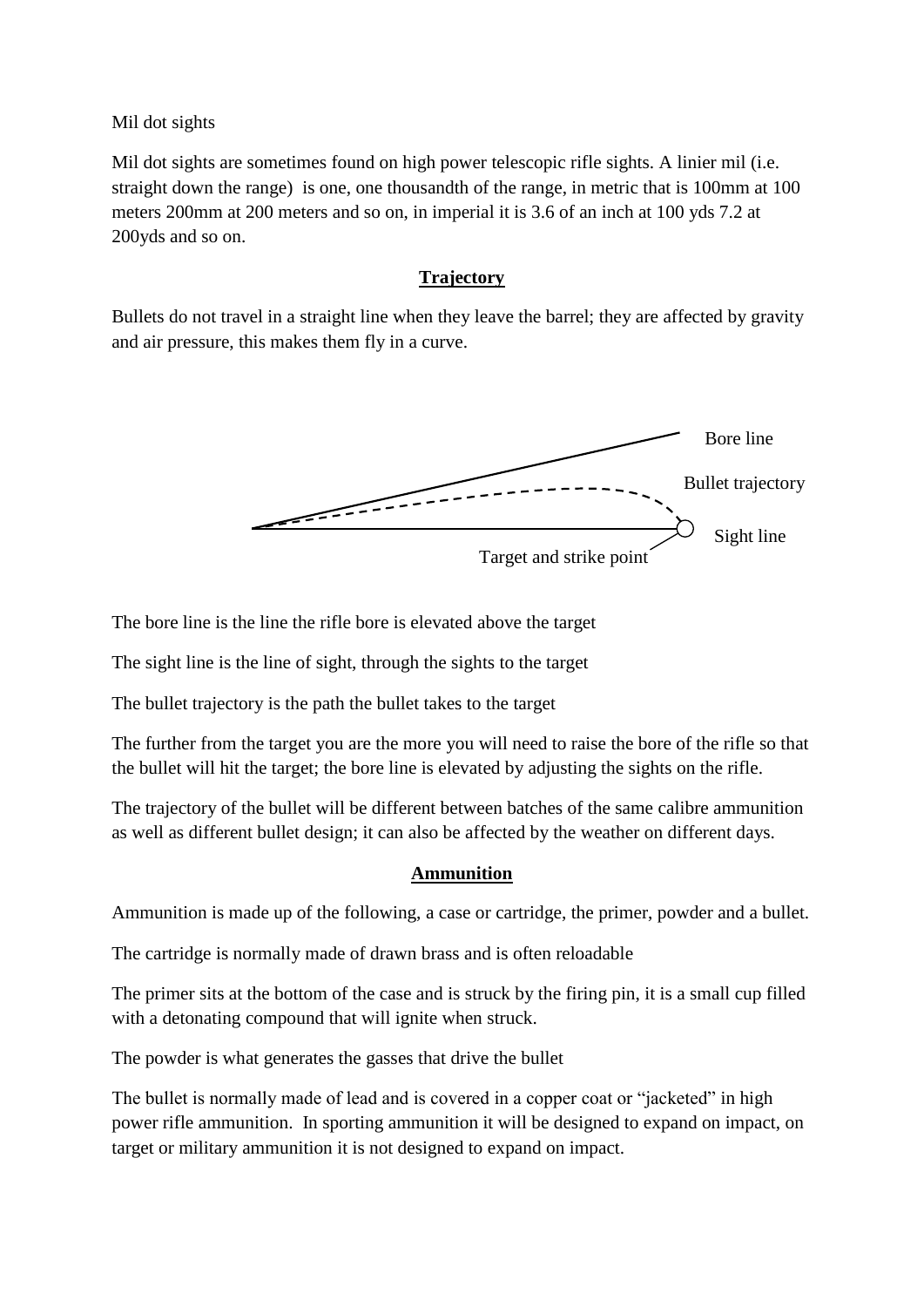Mil dot sights

Mil dot sights are sometimes found on high power telescopic rifle sights. A linier mil (i.e. straight down the range) is one, one thousandth of the range, in metric that is 100mm at 100 meters 200mm at 200 meters and so on, in imperial it is 3.6 of an inch at 100 yds 7.2 at 200yds and so on.

## Trajectory

Bullets do not travel in a straight line when they leave the barrel; they are affected by gravity and air pressure, this makes them fly in a curve.

Bore line

Bullet trajectory

Sight line

Target and strike point

The bore line is the line the rifle bore is elevated above the target

The sight line is the line of sight, through the sights to the target

The bullet trajectory is the path the bullet takes to the target

The further from the target you are the more you will need to raise the bore of the rifle so that the bullet will hit the target; the bore line is elevated by adjusting the sights on the rifle.

The trajectory of the bullet will be different between batches of the same calibre ammunition as well as different bullet design; it can also be affected by the weather on different days.

## Ammunition

Ammunition is made up of the following, a case or cartridge, the primer, powder and a bullet.

The cartridge is normally made of drawn brass and is often reloadable

The primer sits at the bottom of the case and is struck by the firing pin, it is a small cup filled with a detonating compound that will ignite when struck.

The powder is what generates the gasses that drive the bullet

The bullet is normally made of lead and is covered in a copper coat or "jacketed" in high power rifle ammunition. In sporting ammunition it will be designed to expand on impact, on target or military ammunition it is not designed to expand on impact.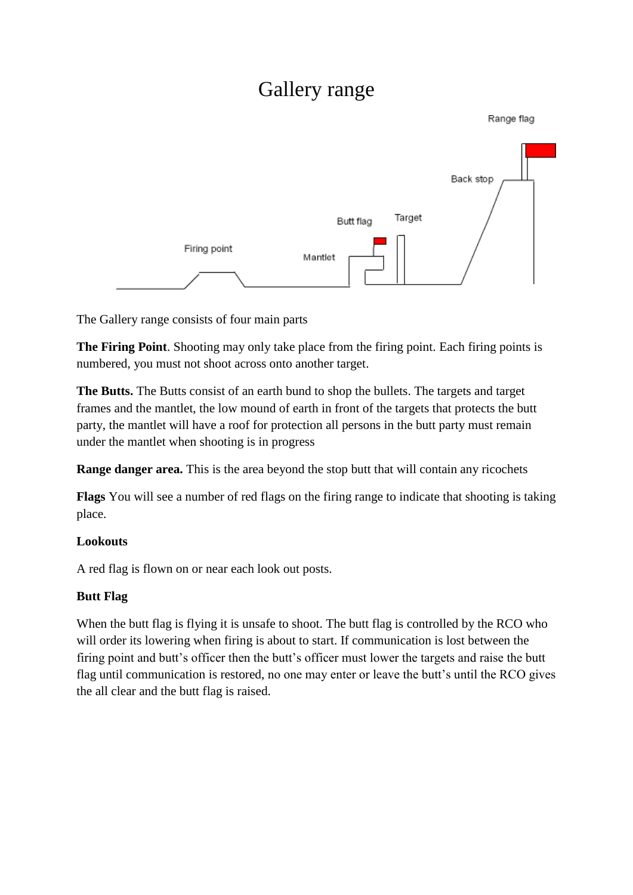# Gallery range

The Gallery range consists of four main parts

**The Firing Point**. Shooting may only take place from the firing point. Each firing points is numbered, you must not shoot across onto another target.

**The Butts.** The Butts consist of an earth bund to shop the bullets. The targets and target frames and the mantlet, the low mound of earth in front of the targets that protects the butt party, the mantlet will have a roof for protection all persons in the butt party must remain under the mantlet when shooting is in progress

**Range danger area.** This is the area beyond the stop butt that will contain any ricochets

**Flags** You will see a number of red flags on the firing range to indicate that shooting is taking place.

**Lookouts**

A red flag is flown on or near each look out posts.

**Butt Flag**

When the butt flag is flying it is unsafe to shoot. The butt flag is controlled by the RCO who will order its lowering when firing is about to start. If communication is lost between the firing point and butt's officer then the butt's officer must lower the targets and raise the butt flag until communication is restored, no one may enter or leave the butt's until the RCO gives the all clear and the butt flag is raised.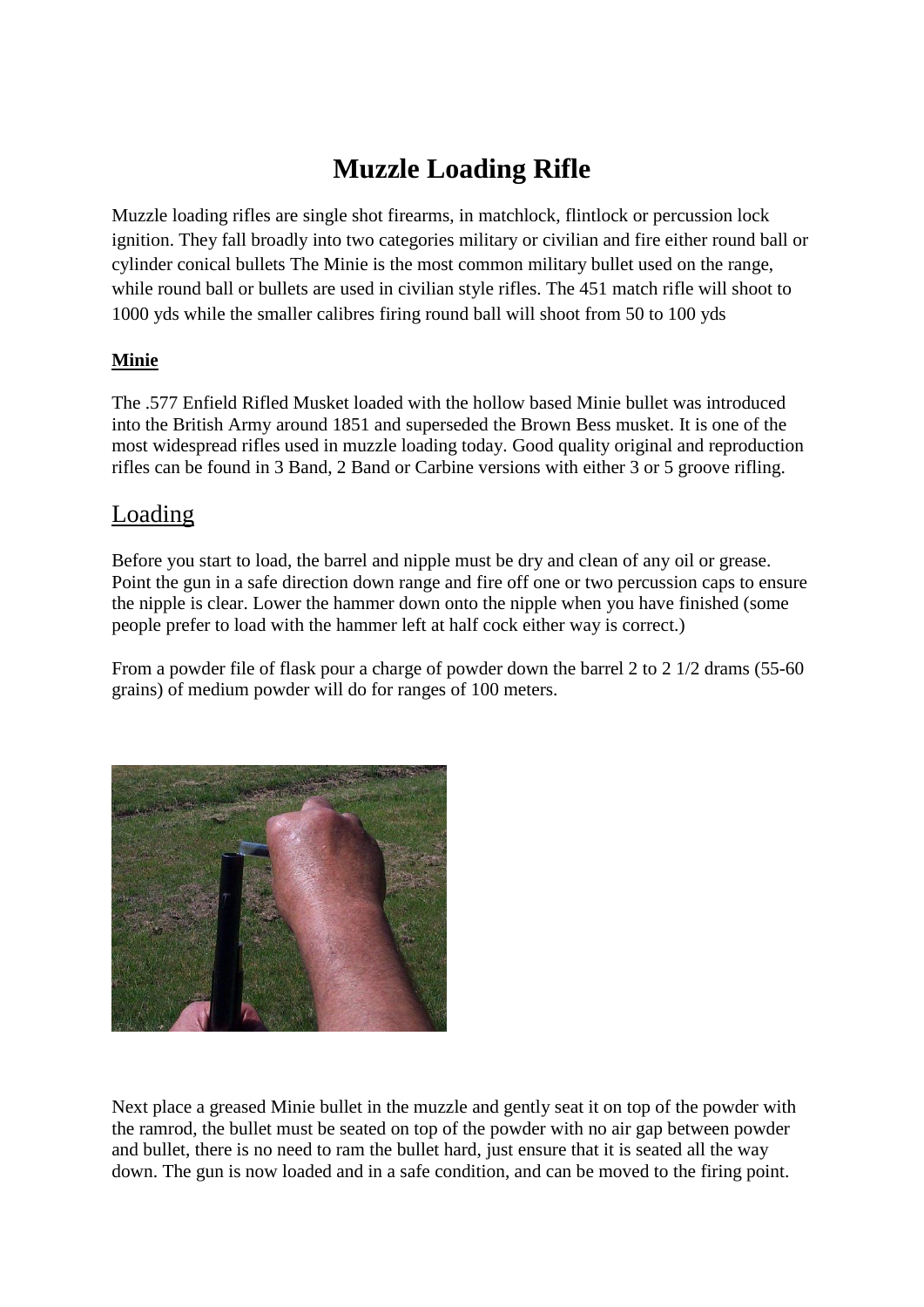# Muzzle Loading Rifle

Muzzle loading rifles are single shot firearms, in matchlock, flintlock or percussion lock ignition. They fall broadly into two categories military or civilian and fire either round ball or cylinder conical bullets The Minie is the most common military bullet used on the range, while round ball or bullets are used in civilian style rifles. The 451 match rifle will shoot to 1000 yds while the smaller calibres firing round ball will shoot from 50 to 100 yds

**Minie**

The .577 Enfield Rifled Musket loaded with the hollow based Minie bullet was introduced into the British Army around 1851 and superseded the Brown Bess musket. It is one of the most widespread rifles used in muzzle loading today. Good quality original and reproduction rifles can be found in 3 Band, 2 Band or Carbine versions with either 3 or 5 groove rifling.

## Loading

Before you start to load, the barrel and nipple must be dry and clean of any oil or grease. Point the gun in a safe direction down range and fire off one or two percussion caps to ensure the nipple is clear. Lower the hammer down onto the nipple when you have finished (some people prefer to load with the hammer left at half cock either way is correct.)

From a powder file of flask pour a charge of powder down the barrel 2 to 2 1/2 drams (55-60 grains) of medium powder will do for ranges of 100 meters.

Next place a greased Minie bullet in the muzzle and gently seat it on top of the powder with the ramrod, the bullet must be seated on top of the powder with no air gap between powder and bullet, there is no need to ram the bullet hard, just ensure that it is seated all the way down. The gun is now loaded and in a safe condition, and can be moved to the firing point.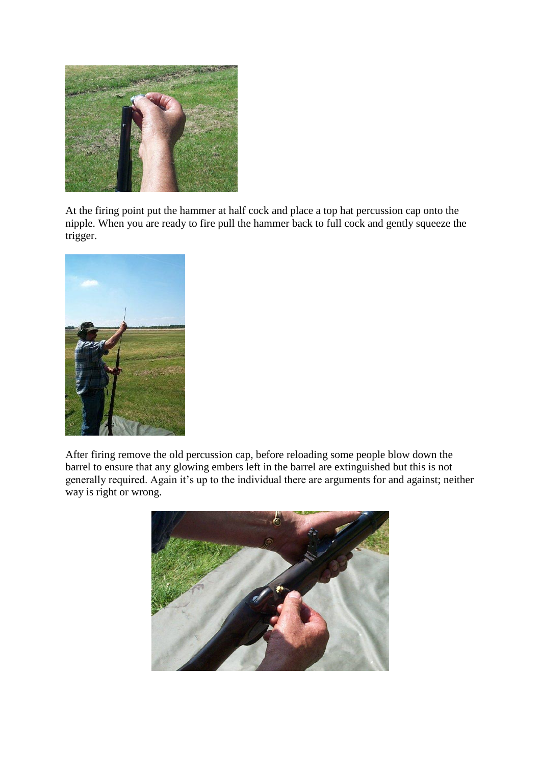At the firing point put the hammer at half cock and place a top hat percussion cap onto the nipple. When you are ready to fire pull the hammer back to full cock and gently squeeze the trigger.

After firing remove the old percussion cap, before reloading some people blow down the barrel to ensure that any glowing embers left in the barrel are extinguished but this is not generally required. Again it's up to the individual there are arguments for and against; neither way is right or wrong.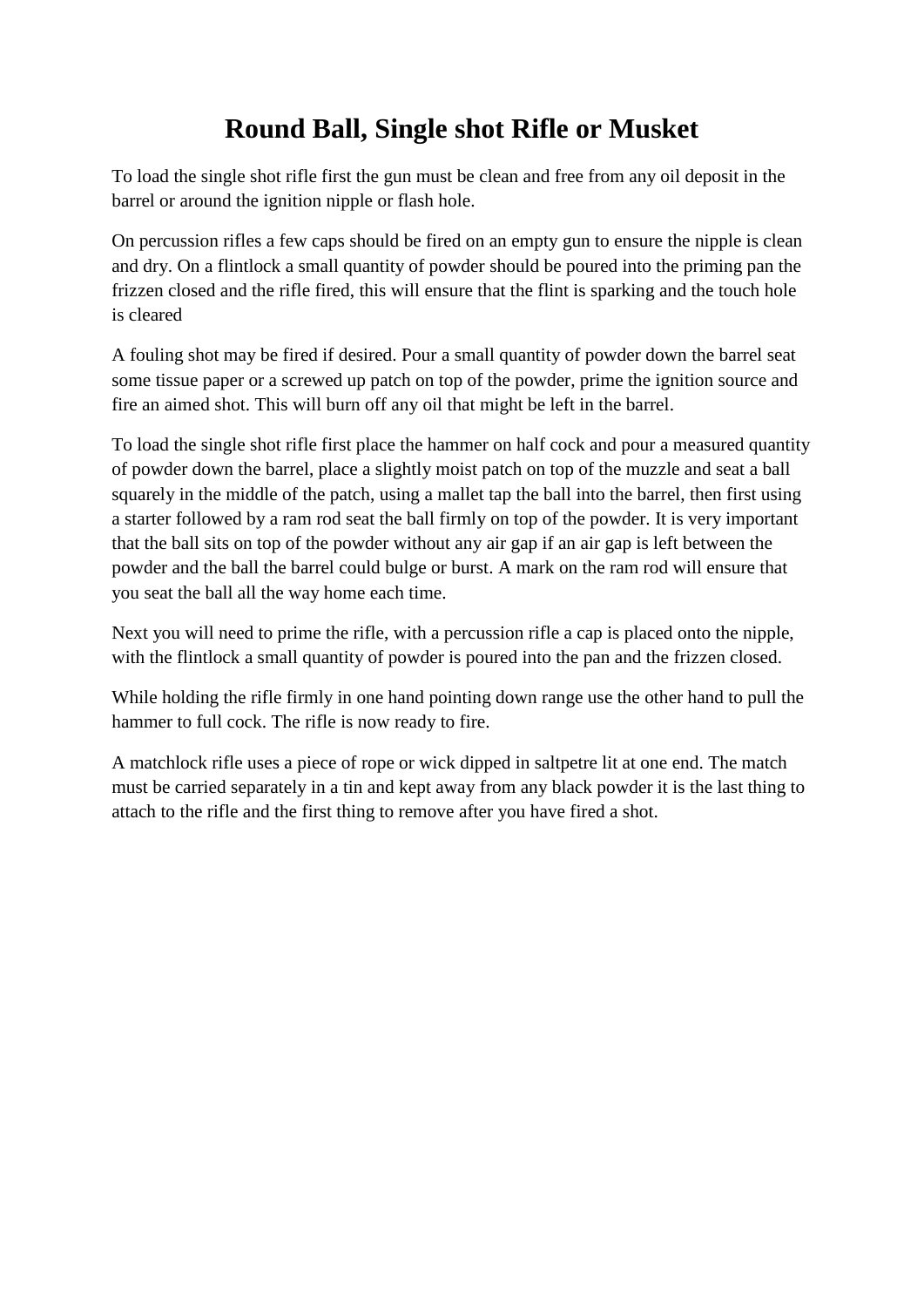# Round Ball, Single shot Rifle or Musket

To load the single shot rifle first the gun must be clean and free from any oil deposit in the barrel or around the ignition nipple or flash hole.

On percussion rifles a few caps should be fired on an empty gun to ensure the nipple is clean and dry. On a flintlock a small quantity of powder should be poured into the priming pan the frizzen closed and the rifle fired, this will ensure that the flint is sparking and the touch hole is cleared

A fouling shot may be fired if desired. Pour a small quantity of powder down the barrel seat some tissue paper or a screwed up patch on top of the powder, prime the ignition source and fire an aimed shot. This will burn off any oil that might be left in the barrel.

To load the single shot rifle first place the hammer on half cock and pour a measured quantity of powder down the barrel, place a slightly moist patch on top of the muzzle and seat a ball squarely in the middle of the patch, using a mallet tap the ball into the barrel, then first using a starter followed by a ram rod seat the ball firmly on top of the powder. It is very important that the ball sits on top of the powder without any air gap if an air gap is left between the powder and the ball the barrel could bulge or burst. A mark on the ram rod will ensure that you seat the ball all the way home each time.

Next you will need to prime the rifle, with a percussion rifle a cap is placed onto the nipple, with the flintlock a small quantity of powder is poured into the pan and the frizzen closed.

While holding the rifle firmly in one hand pointing down range use the other hand to pull the hammer to full cock. The rifle is now ready to fire.

A matchlock rifle uses a piece of rope or wick dipped in saltpetre lit at one end. The match must be carried separately in a tin and kept away from any black powder it is the last thing to attach to the rifle and the first thing to remove after you have fired a shot.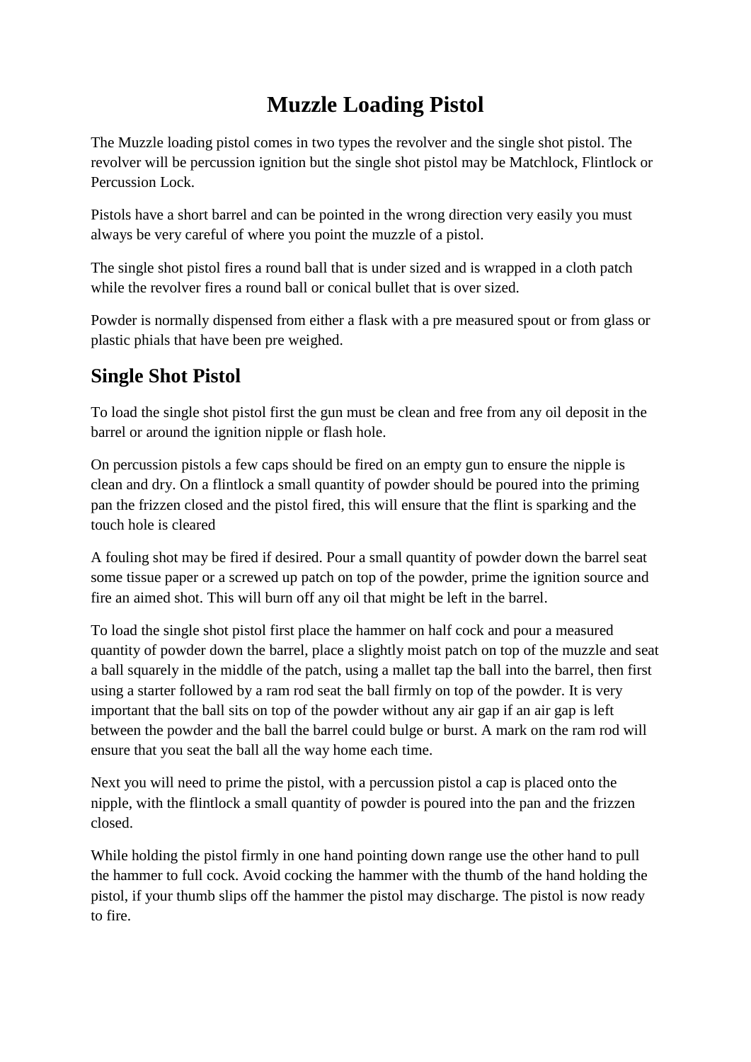# Muzzle Loading Pistol

The Muzzle loading pistol comes in two types the revolver and the single shot pistol. The revolver will be percussion ignition but the single shot pistol may be Matchlock, Flintlock or Percussion Lock.

Pistols have a short barrel and can be pointed in the wrong direction very easily you must always be very careful of where you point the muzzle of a pistol.

The single shot pistol fires a round ball that is under sized and is wrapped in a cloth patch while the revolver fires a round ball or conical bullet that is over sized.

Powder is normally dispensed from either a flask with a pre measured spout or from glass or plastic phials that have been pre weighed.

## Single Shot Pistol

To load the single shot pistol first the gun must be clean and free from any oil deposit in the barrel or around the ignition nipple or flash hole.

On percussion pistols a few caps should be fired on an empty gun to ensure the nipple is clean and dry. On a flintlock a small quantity of powder should be poured into the priming pan the frizzen closed and the pistol fired, this will ensure that the flint is sparking and the touch hole is cleared

A fouling shot may be fired if desired. Pour a small quantity of powder down the barrel seat some tissue paper or a screwed up patch on top of the powder, prime the ignition source and fire an aimed shot. This will burn off any oil that might be left in the barrel.

To load the single shot pistol first place the hammer on half cock and pour a measured quantity of powder down the barrel, place a slightly moist patch on top of the muzzle and seat a ball squarely in the middle of the patch, using a mallet tap the ball into the barrel, then first using a starter followed by a ram rod seat the ball firmly on top of the powder. It is very important that the ball sits on top of the powder without any air gap if an air gap is left between the powder and the ball the barrel could bulge or burst. A mark on the ram rod will ensure that you seat the ball all the way home each time.

Next you will need to prime the pistol, with a percussion pistol a cap is placed onto the nipple, with the flintlock a small quantity of powder is poured into the pan and the frizzen closed.

While holding the pistol firmly in one hand pointing down range use the other hand to pull the hammer to full cock. Avoid cocking the hammer with the thumb of the hand holding the pistol, if your thumb slips off the hammer the pistol may discharge. The pistol is now ready to fire.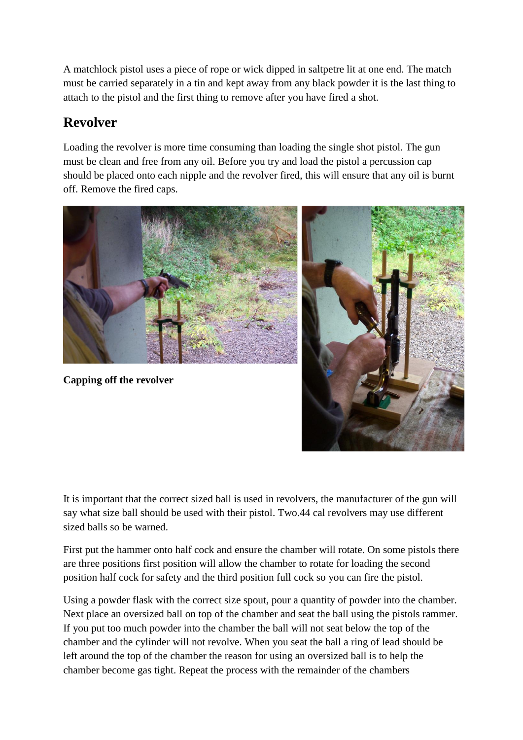A matchlock pistol uses a piece of rope or wick dipped in saltpetre lit at one end. The match must be carried separately in a tin and kept away from any black powder it is the last thing to attach to the pistol and the first thing to remove after you have fired a shot.

## Revolver

Loading the revolver is more time consuming than loading the single shot pistol. The gun must be clean and free from any oil. Before you try and load the pistol a percussion cap should be placed onto each nipple and the revolver fired, this will ensure that any oil is burnt off. Remove the fired caps.

**Capping off the revolver**

It is important that the correct sized ball is used in revolvers, the manufacturer of the gun will say what size ball should be used with their pistol. Two.44 cal revolvers may use different sized balls so be warned.

First put the hammer onto half cock and ensure the chamber will rotate. On some pistols there are three positions first position will allow the chamber to rotate for loading the second position half cock for safety and the third position full cock so you can fire the pistol.

Using a powder flask with the correct size spout, pour a quantity of powder into the chamber. Next place an oversized ball on top of the chamber and seat the ball using the pistols rammer. If you put too much powder into the chamber the ball will not seat below the top of the chamber and the cylinder will not revolve. When you seat the ball a ring of lead should be left around the top of the chamber the reason for using an oversized ball is to help the chamber become gas tight. Repeat the process with the remainder of the chambers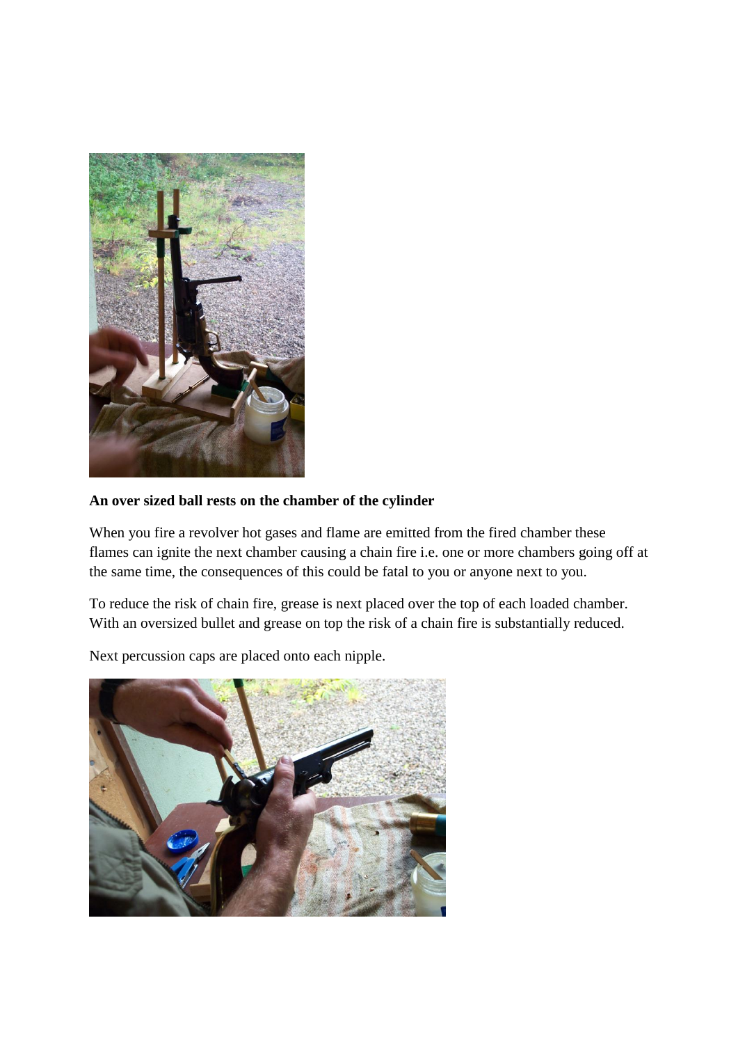**An over sized ball rests on the chamber of the cylinder**

When you fire a revolver hot gases and flame are emitted from the fired chamber these flames can ignite the next chamber causing a chain fire i.e. one or more chambers going off at the same time, the consequences of this could be fatal to you or anyone next to you.

To reduce the risk of chain fire, grease is next placed over the top of each loaded chamber. With an oversized bullet and grease on top the risk of a chain fire is substantially reduced.

Next percussion caps are placed onto each nipple.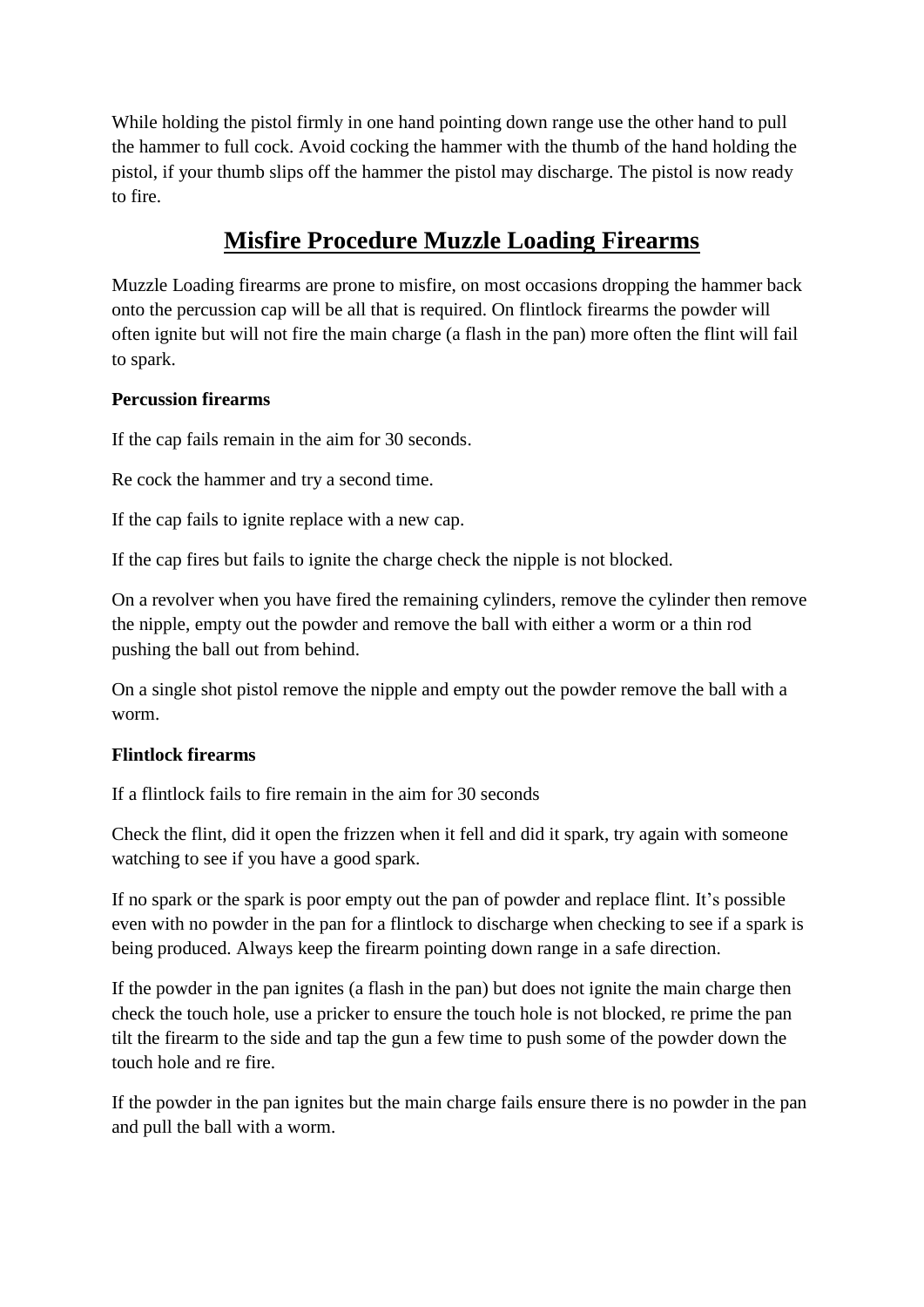While holding the pistol firmly in one hand pointing down range use the other hand to pull the hammer to full cock. Avoid cocking the hammer with the thumb of the hand holding the pistol, if your thumb slips off the hammer the pistol may discharge. The pistol is now ready to fire.

## Misfire Procedure Muzzle Loading Firearms

Muzzle Loading firearms are prone to misfire, on most occasions dropping the hammer back onto the percussion cap will be all that is required. On flintlock firearms the powder will often ignite but will not fire the main charge (a flash in the pan) more often the flint will fail to spark.

**Percussion firearms**

If the cap fails remain in the aim for 30 seconds.

Re cock the hammer and try a second time.

If the cap fails to ignite replace with a new cap.

If the cap fires but fails to ignite the charge check the nipple is not blocked.

On a revolver when you have fired the remaining cylinders, remove the cylinder then remove the nipple, empty out the powder and remove the ball with either a worm or a thin rod pushing the ball out from behind.

On a single shot pistol remove the nipple and empty out the powder remove the ball with a worm.

**Flintlock firearms**

If a flintlock fails to fire remain in the aim for 30 seconds

Check the flint, did it open the frizzen when it fell and did it spark, try again with someone watching to see if you have a good spark.

If no spark or the spark is poor empty out the pan of powder and replace flint. It's possible even with no powder in the pan for a flintlock to discharge when checking to see if a spark is being produced. Always keep the firearm pointing down range in a safe direction.

If the powder in the pan ignites (a flash in the pan) but does not ignite the main charge then check the touch hole, use a pricker to ensure the touch hole is not blocked, re prime the pan tilt the firearm to the side and tap the gun a few time to push some of the powder down the touch hole and re fire.

If the powder in the pan ignites but the main charge fails ensure there is no powder in the pan and pull the ball with a worm.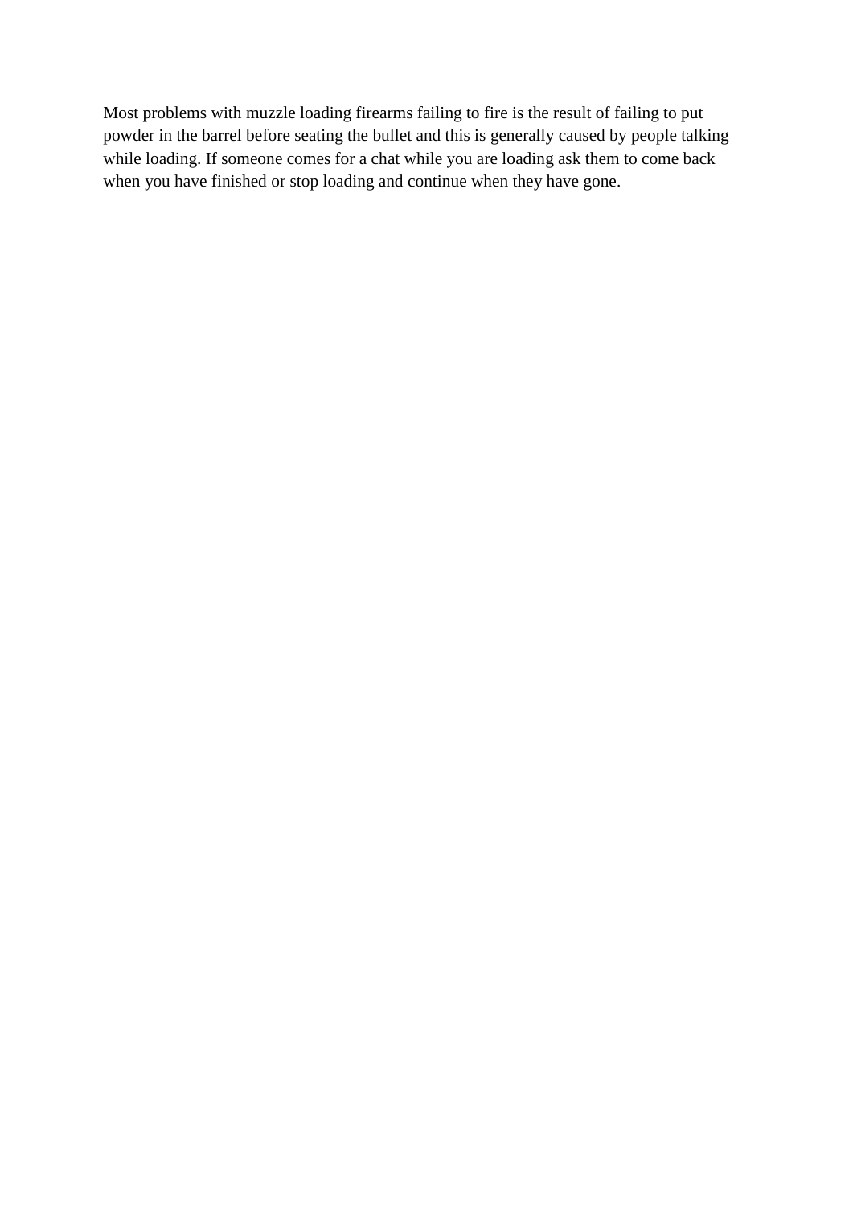Most problems with muzzle loading firearms failing to fire is the result of failing to put powder in the barrel before seating the bullet and this is generally caused by people talking while loading. If someone comes for a chat while you are loading ask them to come back when you have finished or stop loading and continue when they have gone.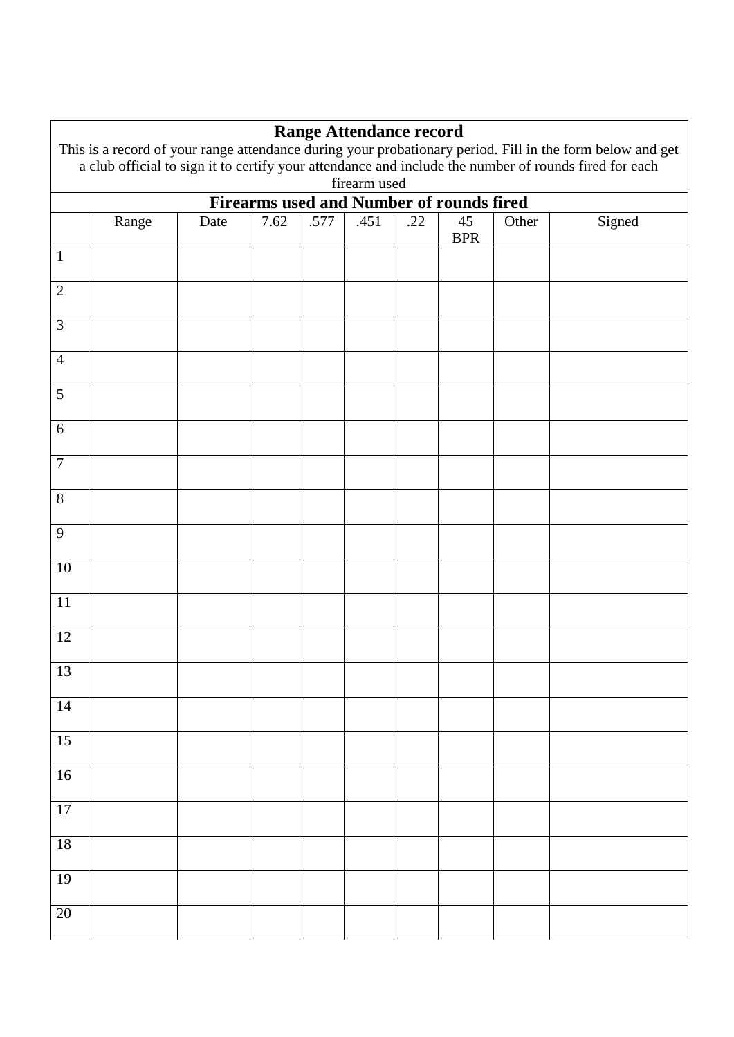## Range Attendance record

This is a record of your range attendance during your probationary period. Fill in the form below and get a club official to sign it to certify your attendance and include the number of rounds fired for each firearm used

### Firearms used and Number of rounds fired

| | Range | Date | 7.62 | .577 | .451 | .22 | 45 BPR | Other | Signed |
|---|---|---|---|---|---|---|---|---|---|
| 1 | | | | | | | | | |
| 2 | | | | | | | | | |
| 3 | | | | | | | | | |
| 4 | | | | | | | | | |
| 5 | | | | | | | | | |
| 6 | | | | | | | | | |
| 7 | | | | | | | | | |
| 8 | | | | | | | | | |
| 9 | | | | | | | | | |
| 10 | | | | | | | | | |
| 11 | | | | | | | | | |
| 12 | | | | | | | | | |
| 13 | | | | | | | | | |
| 14 | | | | | | | | | |
| 15 | | | | | | | | | |
| 16 | | | | | | | | | |
| 17 | | | | | | | | | |
| 18 | | | | | | | | | |
| 19 | | | | | | | | | |
| 20 | | | | | | | | | |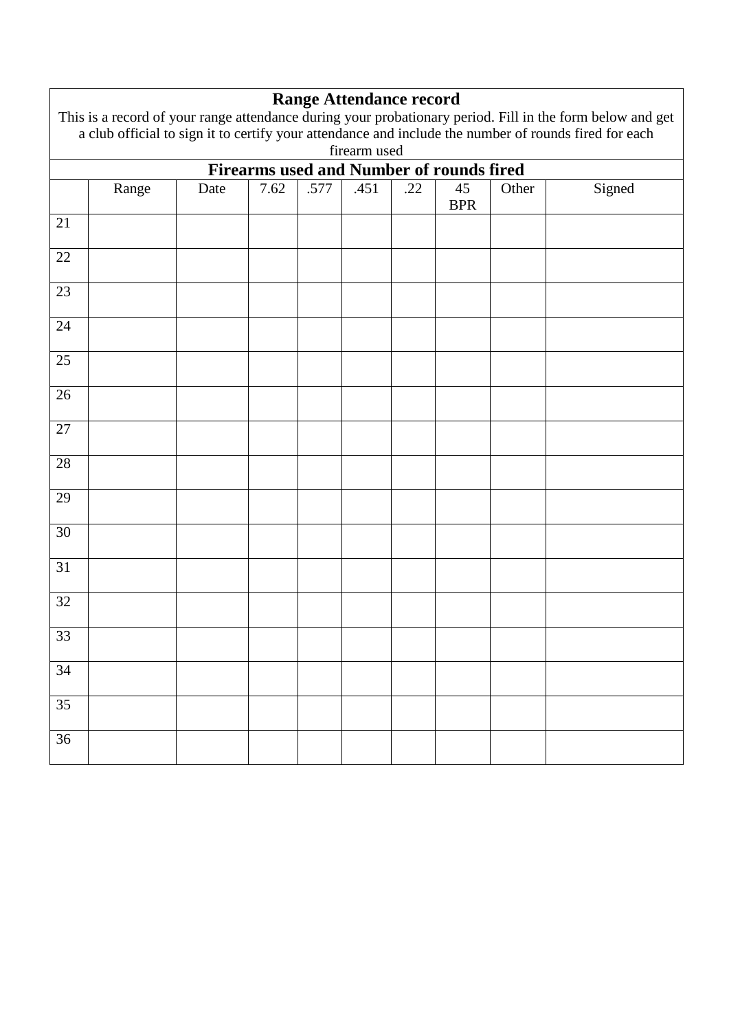**Range Attendance record**

This is a record of your range attendance during your probationary period. Fill in the form below and get a club official to sign it to certify your attendance and include the number of rounds fired for each firearm used

**Firearms used and Number of rounds fired**

| | Range | Date | 7.62 | .577 | .451 | .22 | 45 BPR | Other | Signed |
|---|---|---|---|---|---|---|---|---|---|
| 21 | | | | | | | | | |
| 22 | | | | | | | | | |
| 23 | | | | | | | | | |
| 24 | | | | | | | | | |
| 25 | | | | | | | | | |
| 26 | | | | | | | | | |
| 27 | | | | | | | | | |
| 28 | | | | | | | | | |
| 29 | | | | | | | | | |
| 30 | | | | | | | | | |
| 31 | | | | | | | | | |
| 32 | | | | | | | | | |
| 33 | | | | | | | | | |
| 34 | | | | | | | | | |
| 35 | | | | | | | | | |
| 36 | | | | | | | | | |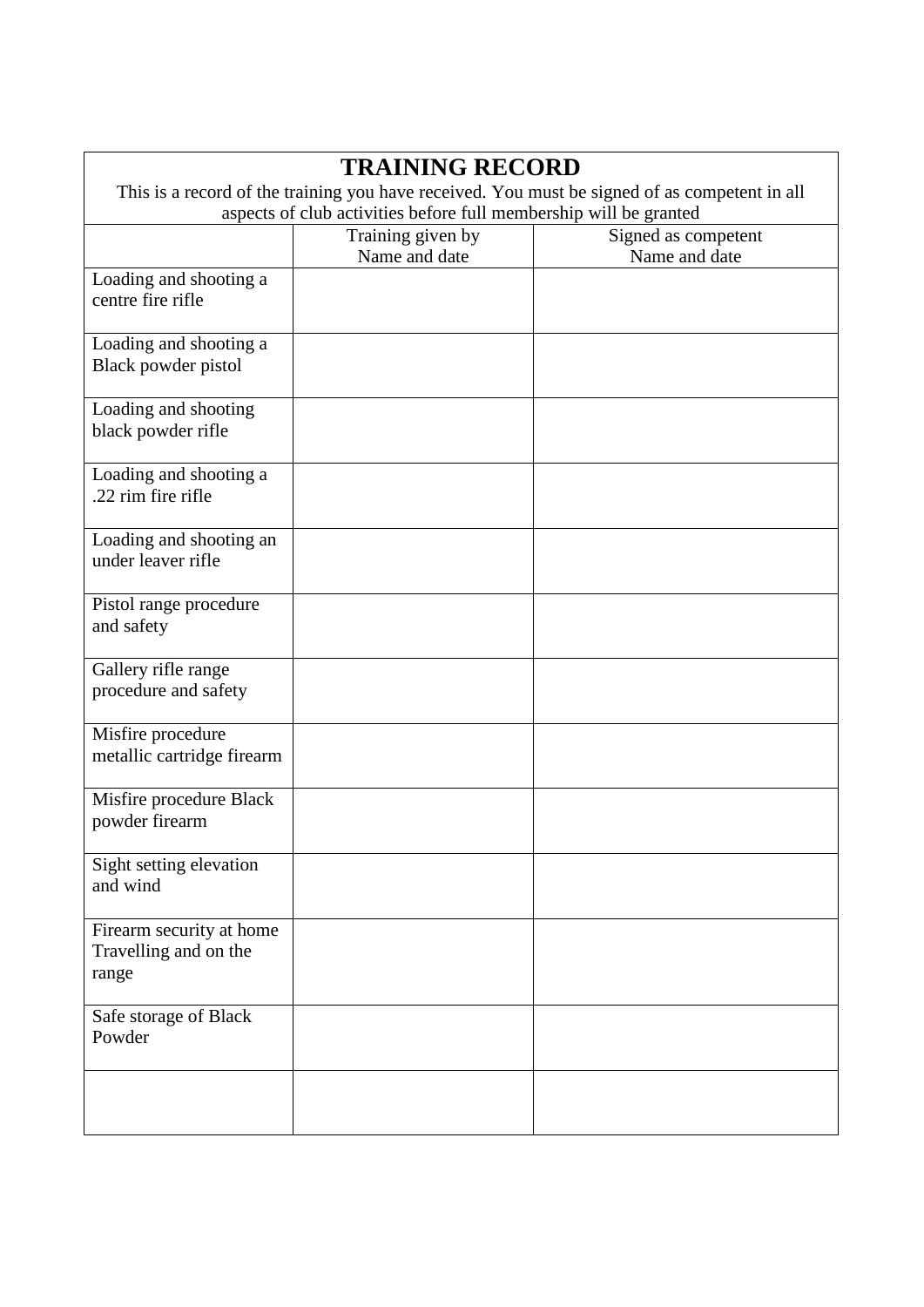# TRAINING RECORD

This is a record of the training you have received. You must be signed of as competent in all aspects of club activities before full membership will be granted

| | Training given by Name and date | Signed as competent Name and date |
|---|---|---|
| Loading and shooting a centre fire rifle | | |
| Loading and shooting a Black powder pistol | | |
| Loading and shooting black powder rifle | | |
| Loading and shooting a .22 rim fire rifle | | |
| Loading and shooting an under leaver rifle | | |
| Pistol range procedure and safety | | |
| Gallery rifle range procedure and safety | | |
| Misfire procedure metallic cartridge firearm | | |
| Misfire procedure Black powder firearm | | |
| Sight setting elevation and wind | | |
| Firearm security at home Travelling and on the range | | |
| Safe storage of Black Powder | | |
| | | |